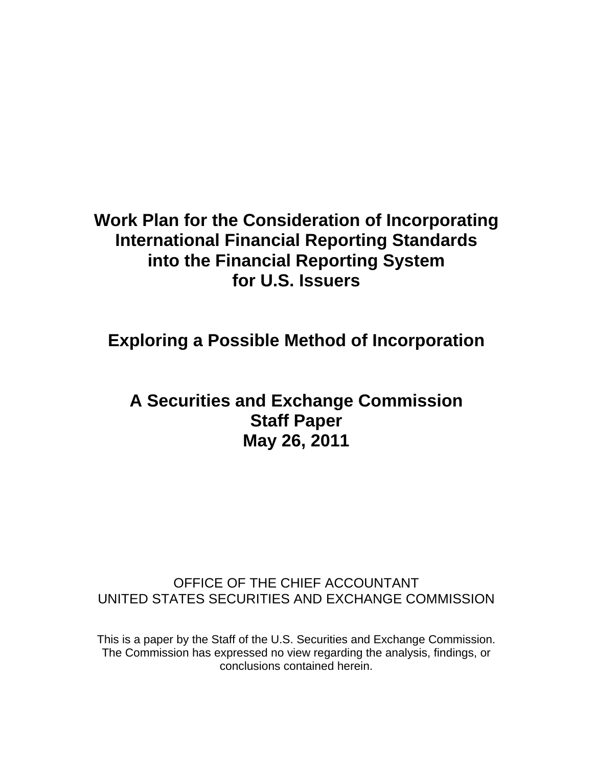# Work Plan for the Consideration of Incorporating International Financial Reporting Standards into the Financial Reporting System for U.S. Issuers

## Exploring a Possible Method of Incorporation

## A Securities and Exchange Commission Staff Paper May 26, 2011

OFFICE OF THE CHIEF ACCOUNTANT
UNITED STATES SECURITIES AND EXCHANGE COMMISSION

This is a paper by the Staff of the U.S. Securities and Exchange Commission. The Commission has expressed no view regarding the analysis, findings, or conclusions contained herein.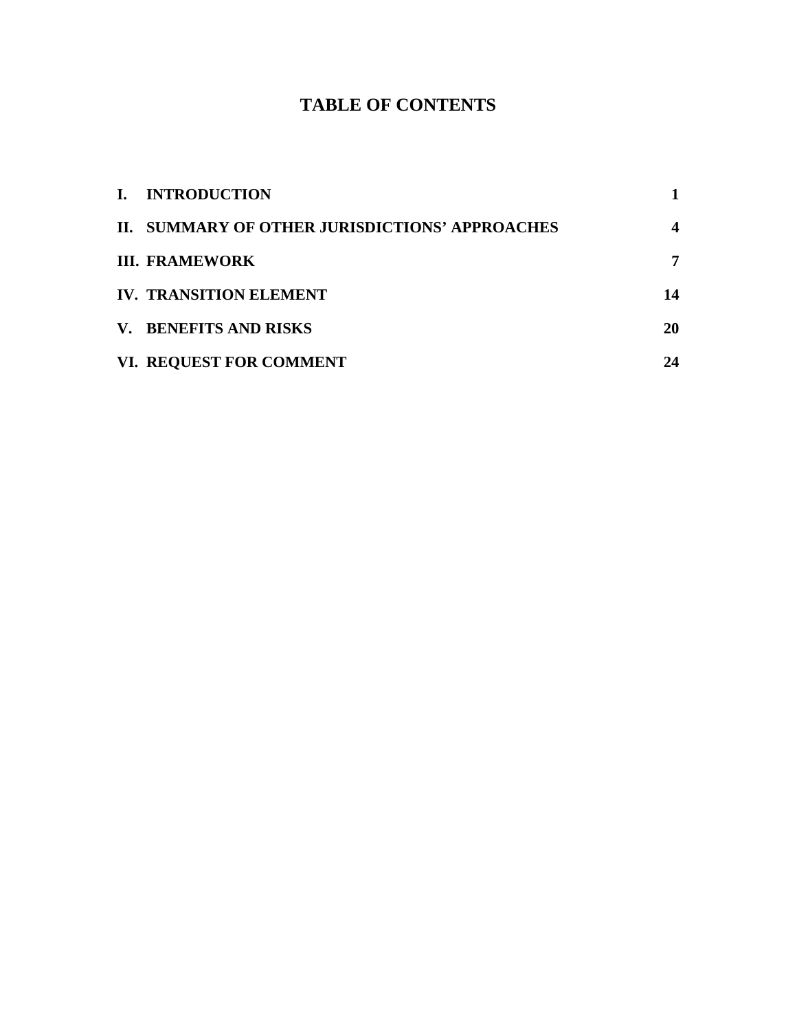# TABLE OF CONTENTS

| | |
|---|---|
| **I. INTRODUCTION** | **1** |
| **II. SUMMARY OF OTHER JURISDICTIONS' APPROACHES** | **4** |
| **III. FRAMEWORK** | **7** |
| **IV. TRANSITION ELEMENT** | **14** |
| **V. BENEFITS AND RISKS** | **20** |
| **VI. REQUEST FOR COMMENT** | **24** |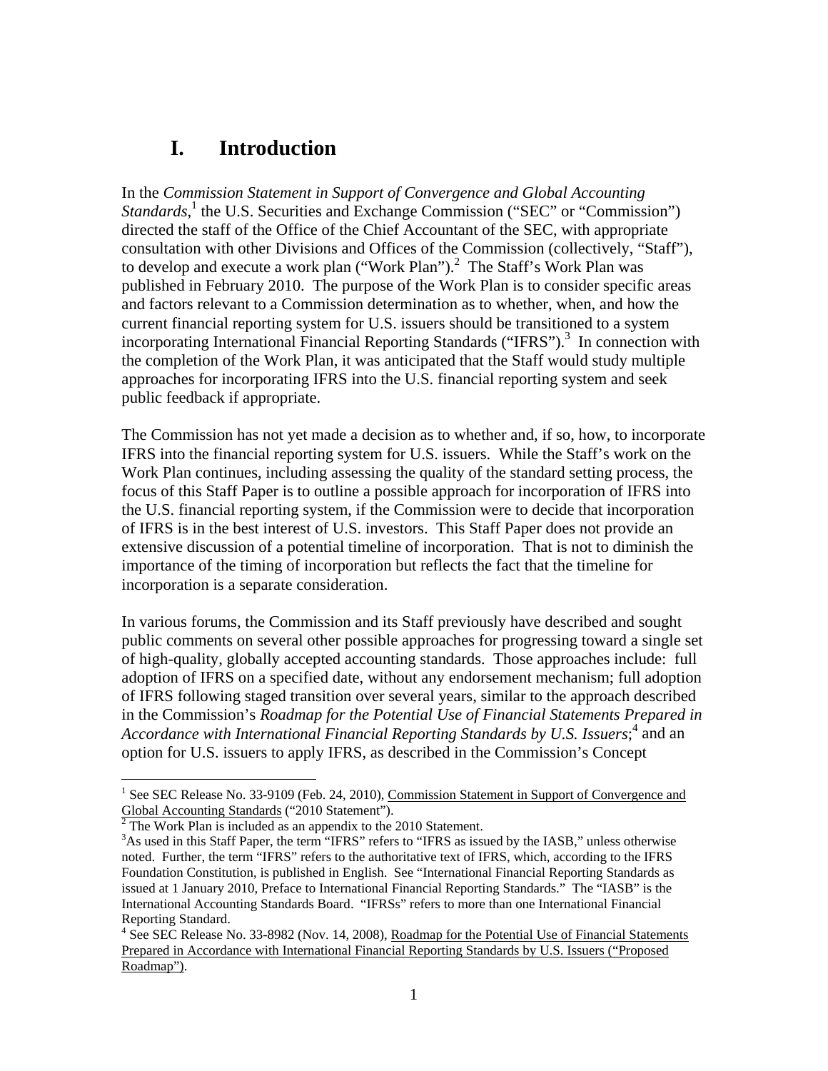# I. Introduction

In the *Commission Statement in Support of Convergence and Global Accounting Standards*,[1] the U.S. Securities and Exchange Commission ("SEC" or "Commission") directed the staff of the Office of the Chief Accountant of the SEC, with appropriate consultation with other Divisions and Offices of the Commission (collectively, "Staff"), to develop and execute a work plan ("Work Plan").[2] The Staff's Work Plan was published in February 2010. The purpose of the Work Plan is to consider specific areas and factors relevant to a Commission determination as to whether, when, and how the current financial reporting system for U.S. issuers should be transitioned to a system incorporating International Financial Reporting Standards ("IFRS").[3] In connection with the completion of the Work Plan, it was anticipated that the Staff would study multiple approaches for incorporating IFRS into the U.S. financial reporting system and seek public feedback if appropriate.

The Commission has not yet made a decision as to whether and, if so, how, to incorporate IFRS into the financial reporting system for U.S. issuers. While the Staff's work on the Work Plan continues, including assessing the quality of the standard setting process, the focus of this Staff Paper is to outline a possible approach for incorporation of IFRS into the U.S. financial reporting system, if the Commission were to decide that incorporation of IFRS is in the best interest of U.S. investors. This Staff Paper does not provide an extensive discussion of a potential timeline of incorporation. That is not to diminish the importance of the timing of incorporation but reflects the fact that the timeline for incorporation is a separate consideration.

In various forums, the Commission and its Staff previously have described and sought public comments on several other possible approaches for progressing toward a single set of high-quality, globally accepted accounting standards. Those approaches include: full adoption of IFRS on a specified date, without any endorsement mechanism; full adoption of IFRS following staged transition over several years, similar to the approach described in the Commission's *Roadmap for the Potential Use of Financial Statements Prepared in Accordance with International Financial Reporting Standards by U.S. Issuers*;[4] and an option for U.S. issuers to apply IFRS, as described in the Commission's Concept

---

[1] See SEC Release No. 33-9109 (Feb. 24, 2010), Commission Statement in Support of Convergence and Global Accounting Standards ("2010 Statement").

[2] The Work Plan is included as an appendix to the 2010 Statement.

[3] As used in this Staff Paper, the term "IFRS" refers to "IFRS as issued by the IASB," unless otherwise noted. Further, the term "IFRS" refers to the authoritative text of IFRS, which, according to the IFRS Foundation Constitution, is published in English. See "International Financial Reporting Standards as issued at 1 January 2010, Preface to International Financial Reporting Standards." The "IASB" is the International Accounting Standards Board. "IFRSs" refers to more than one International Financial Reporting Standard.

[4] See SEC Release No. 33-8982 (Nov. 14, 2008), Roadmap for the Potential Use of Financial Statements Prepared in Accordance with International Financial Reporting Standards by U.S. Issuers ("Proposed Roadmap").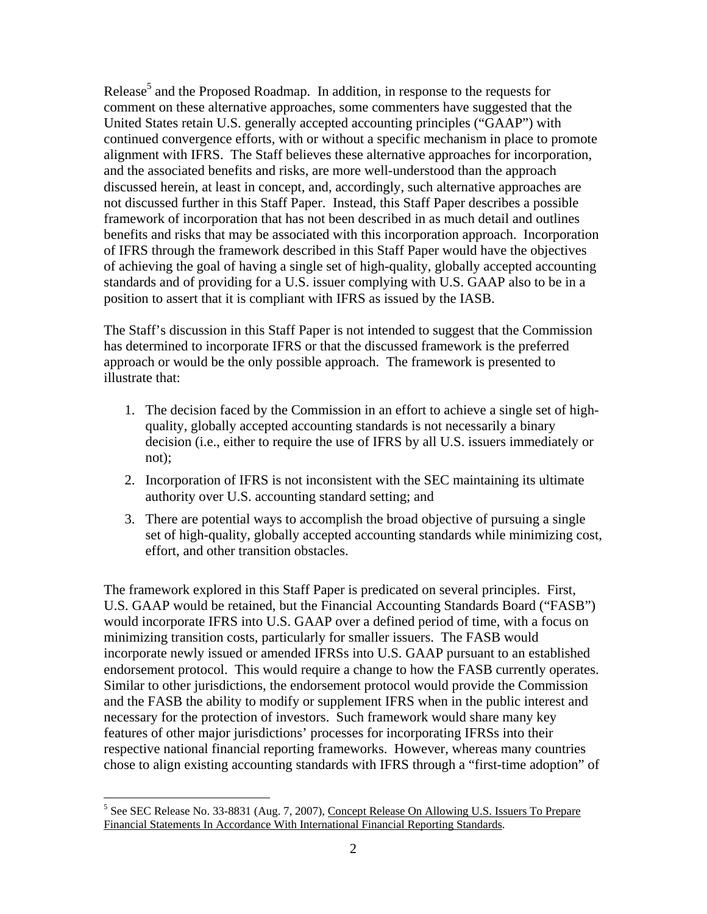Release[5] and the Proposed Roadmap. In addition, in response to the requests for comment on these alternative approaches, some commenters have suggested that the United States retain U.S. generally accepted accounting principles ("GAAP") with continued convergence efforts, with or without a specific mechanism in place to promote alignment with IFRS. The Staff believes these alternative approaches for incorporation, and the associated benefits and risks, are more well-understood than the approach discussed herein, at least in concept, and, accordingly, such alternative approaches are not discussed further in this Staff Paper. Instead, this Staff Paper describes a possible framework of incorporation that has not been described in as much detail and outlines benefits and risks that may be associated with this incorporation approach. Incorporation of IFRS through the framework described in this Staff Paper would have the objectives of achieving the goal of having a single set of high-quality, globally accepted accounting standards and of providing for a U.S. issuer complying with U.S. GAAP also to be in a position to assert that it is compliant with IFRS as issued by the IASB.

The Staff's discussion in this Staff Paper is not intended to suggest that the Commission has determined to incorporate IFRS or that the discussed framework is the preferred approach or would be the only possible approach. The framework is presented to illustrate that:

1. The decision faced by the Commission in an effort to achieve a single set of high-quality, globally accepted accounting standards is not necessarily a binary decision (i.e., either to require the use of IFRS by all U.S. issuers immediately or not);
2. Incorporation of IFRS is not inconsistent with the SEC maintaining its ultimate authority over U.S. accounting standard setting; and
3. There are potential ways to accomplish the broad objective of pursuing a single set of high-quality, globally accepted accounting standards while minimizing cost, effort, and other transition obstacles.

The framework explored in this Staff Paper is predicated on several principles. First, U.S. GAAP would be retained, but the Financial Accounting Standards Board ("FASB") would incorporate IFRS into U.S. GAAP over a defined period of time, with a focus on minimizing transition costs, particularly for smaller issuers. The FASB would incorporate newly issued or amended IFRSs into U.S. GAAP pursuant to an established endorsement protocol. This would require a change to how the FASB currently operates. Similar to other jurisdictions, the endorsement protocol would provide the Commission and the FASB the ability to modify or supplement IFRS when in the public interest and necessary for the protection of investors. Such framework would share many key features of other major jurisdictions' processes for incorporating IFRSs into their respective national financial reporting frameworks. However, whereas many countries chose to align existing accounting standards with IFRS through a "first-time adoption" of

[5] See SEC Release No. 33-8831 (Aug. 7, 2007), Concept Release On Allowing U.S. Issuers To Prepare Financial Statements In Accordance With International Financial Reporting Standards.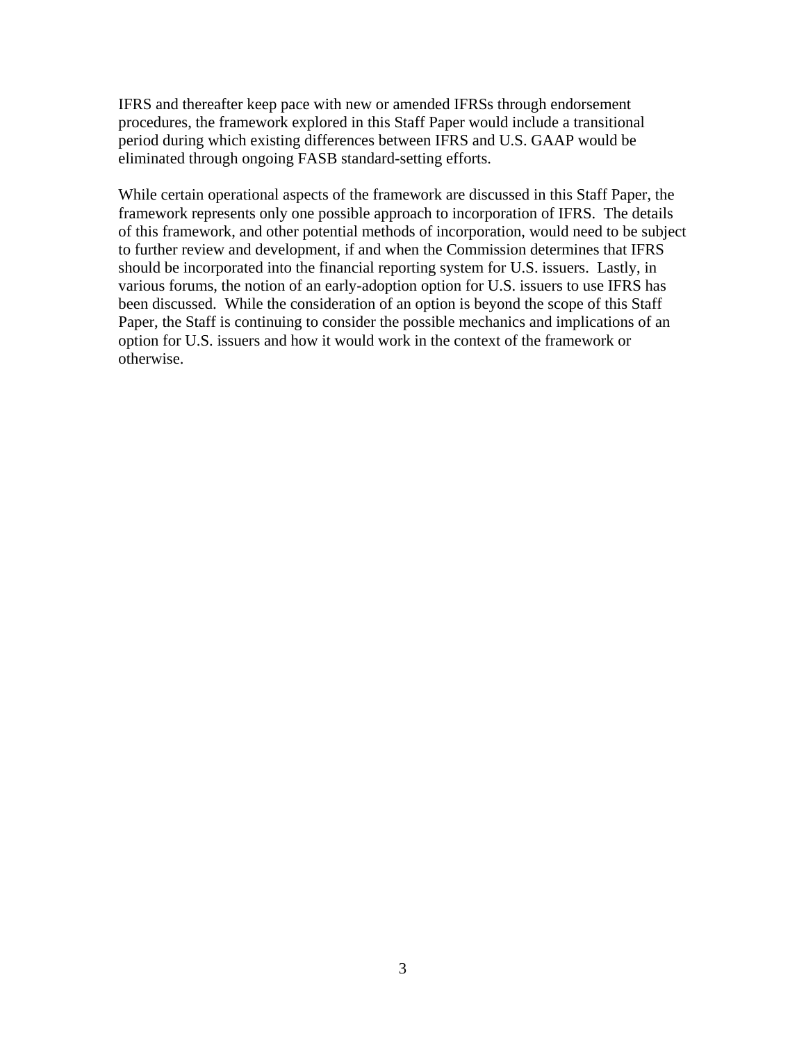IFRS and thereafter keep pace with new or amended IFRSs through endorsement procedures, the framework explored in this Staff Paper would include a transitional period during which existing differences between IFRS and U.S. GAAP would be eliminated through ongoing FASB standard-setting efforts.

While certain operational aspects of the framework are discussed in this Staff Paper, the framework represents only one possible approach to incorporation of IFRS. The details of this framework, and other potential methods of incorporation, would need to be subject to further review and development, if and when the Commission determines that IFRS should be incorporated into the financial reporting system for U.S. issuers. Lastly, in various forums, the notion of an early-adoption option for U.S. issuers to use IFRS has been discussed. While the consideration of an option is beyond the scope of this Staff Paper, the Staff is continuing to consider the possible mechanics and implications of an option for U.S. issuers and how it would work in the context of the framework or otherwise.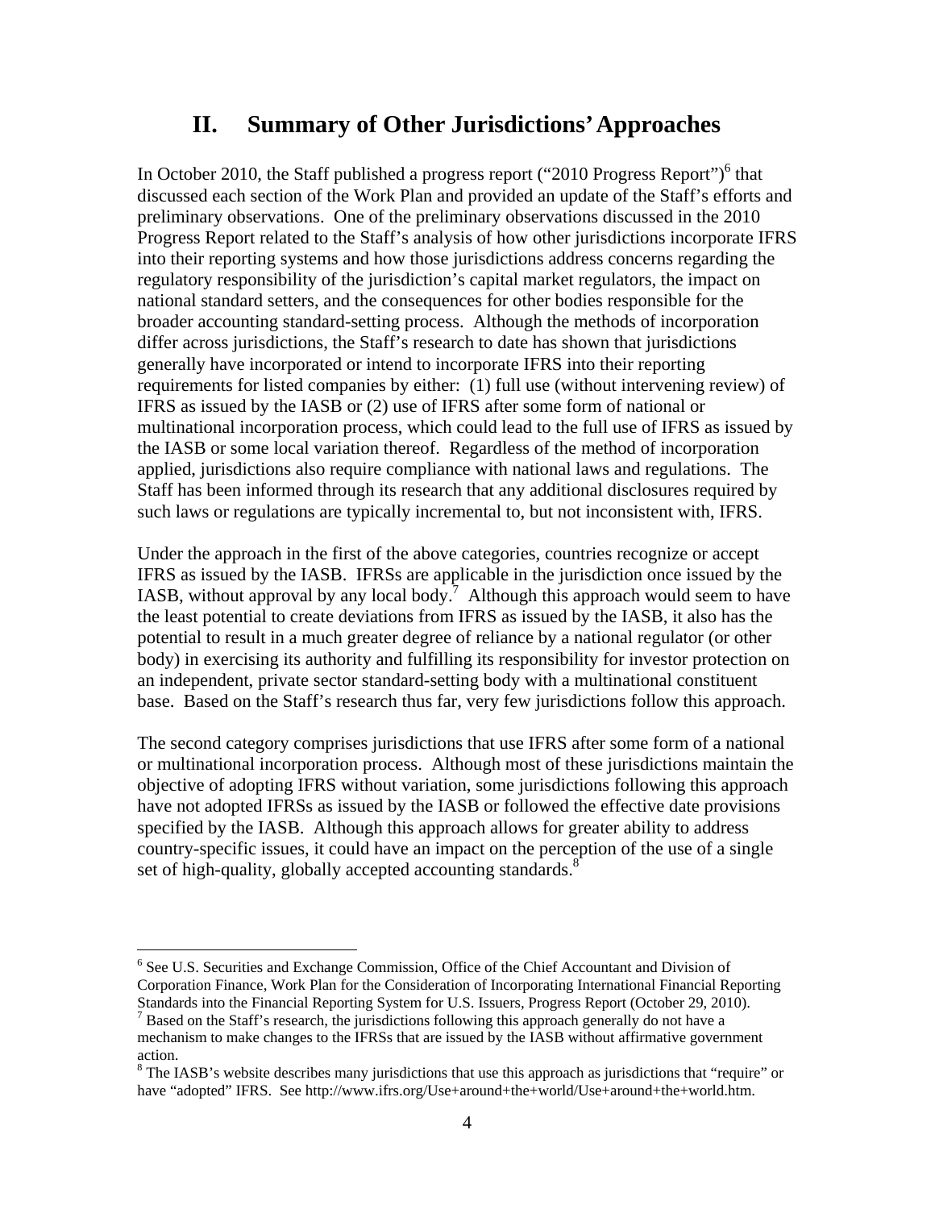## II. Summary of Other Jurisdictions' Approaches

In October 2010, the Staff published a progress report ("2010 Progress Report")[6] that discussed each section of the Work Plan and provided an update of the Staff's efforts and preliminary observations. One of the preliminary observations discussed in the 2010 Progress Report related to the Staff's analysis of how other jurisdictions incorporate IFRS into their reporting systems and how those jurisdictions address concerns regarding the regulatory responsibility of the jurisdiction's capital market regulators, the impact on national standard setters, and the consequences for other bodies responsible for the broader accounting standard-setting process. Although the methods of incorporation differ across jurisdictions, the Staff's research to date has shown that jurisdictions generally have incorporated or intend to incorporate IFRS into their reporting requirements for listed companies by either: (1) full use (without intervening review) of IFRS as issued by the IASB or (2) use of IFRS after some form of national or multinational incorporation process, which could lead to the full use of IFRS as issued by the IASB or some local variation thereof. Regardless of the method of incorporation applied, jurisdictions also require compliance with national laws and regulations. The Staff has been informed through its research that any additional disclosures required by such laws or regulations are typically incremental to, but not inconsistent with, IFRS.

Under the approach in the first of the above categories, countries recognize or accept IFRS as issued by the IASB. IFRSs are applicable in the jurisdiction once issued by the IASB, without approval by any local body.[7] Although this approach would seem to have the least potential to create deviations from IFRS as issued by the IASB, it also has the potential to result in a much greater degree of reliance by a national regulator (or other body) in exercising its authority and fulfilling its responsibility for investor protection on an independent, private sector standard-setting body with a multinational constituent base. Based on the Staff's research thus far, very few jurisdictions follow this approach.

The second category comprises jurisdictions that use IFRS after some form of a national or multinational incorporation process. Although most of these jurisdictions maintain the objective of adopting IFRS without variation, some jurisdictions following this approach have not adopted IFRSs as issued by the IASB or followed the effective date provisions specified by the IASB. Although this approach allows for greater ability to address country-specific issues, it could have an impact on the perception of the use of a single set of high-quality, globally accepted accounting standards.[8]

---

[6] See U.S. Securities and Exchange Commission, Office of the Chief Accountant and Division of Corporation Finance, Work Plan for the Consideration of Incorporating International Financial Reporting Standards into the Financial Reporting System for U.S. Issuers, Progress Report (October 29, 2010).

[7] Based on the Staff's research, the jurisdictions following this approach generally do not have a mechanism to make changes to the IFRSs that are issued by the IASB without affirmative government action.

[8] The IASB's website describes many jurisdictions that use this approach as jurisdictions that "require" or have "adopted" IFRS. See http://www.ifrs.org/Use+around+the+world/Use+around+the+world.htm.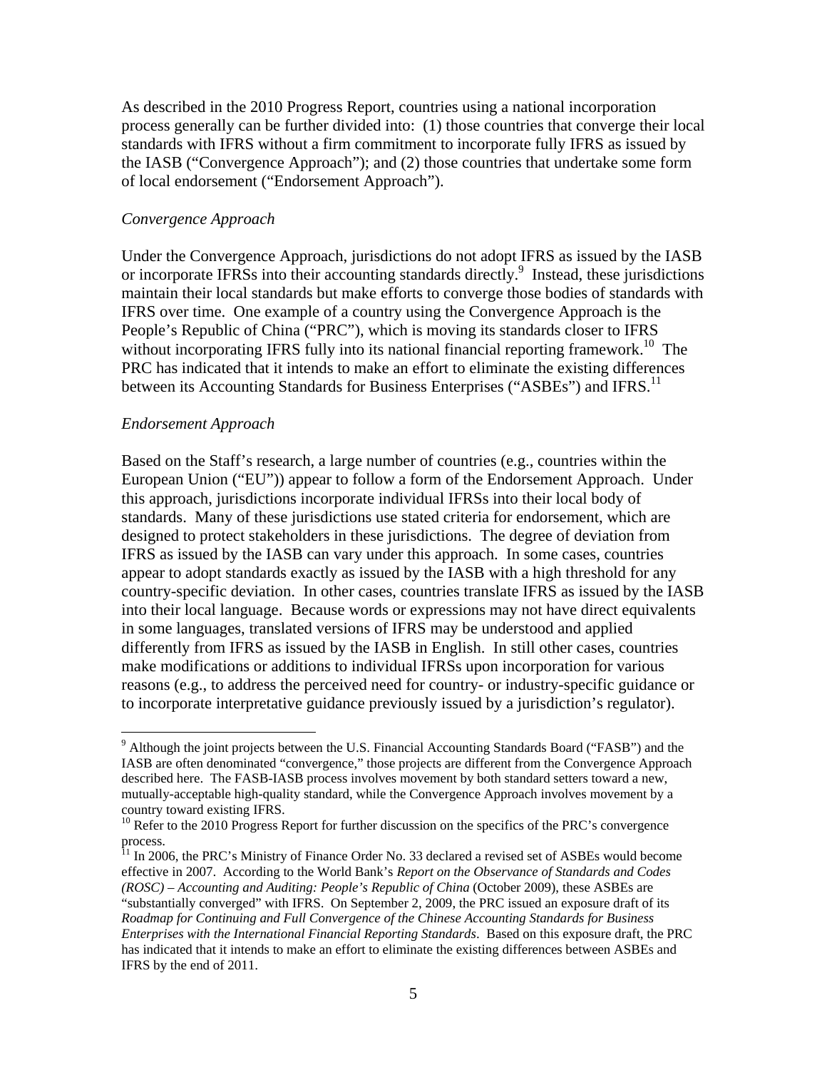As described in the 2010 Progress Report, countries using a national incorporation process generally can be further divided into: (1) those countries that converge their local standards with IFRS without a firm commitment to incorporate fully IFRS as issued by the IASB ("Convergence Approach"); and (2) those countries that undertake some form of local endorsement ("Endorsement Approach").

*Convergence Approach*

Under the Convergence Approach, jurisdictions do not adopt IFRS as issued by the IASB or incorporate IFRSs into their accounting standards directly.[9] Instead, these jurisdictions maintain their local standards but make efforts to converge those bodies of standards with IFRS over time. One example of a country using the Convergence Approach is the People's Republic of China ("PRC"), which is moving its standards closer to IFRS without incorporating IFRS fully into its national financial reporting framework.[10] The PRC has indicated that it intends to make an effort to eliminate the existing differences between its Accounting Standards for Business Enterprises ("ASBEs") and IFRS.[11]

*Endorsement Approach*

Based on the Staff's research, a large number of countries (e.g., countries within the European Union ("EU")) appear to follow a form of the Endorsement Approach. Under this approach, jurisdictions incorporate individual IFRSs into their local body of standards. Many of these jurisdictions use stated criteria for endorsement, which are designed to protect stakeholders in these jurisdictions. The degree of deviation from IFRS as issued by the IASB can vary under this approach. In some cases, countries appear to adopt standards exactly as issued by the IASB with a high threshold for any country-specific deviation. In other cases, countries translate IFRS as issued by the IASB into their local language. Because words or expressions may not have direct equivalents in some languages, translated versions of IFRS may be understood and applied differently from IFRS as issued by the IASB in English. In still other cases, countries make modifications or additions to individual IFRSs upon incorporation for various reasons (e.g., to address the perceived need for country- or industry-specific guidance or to incorporate interpretative guidance previously issued by a jurisdiction's regulator).

---

[9] Although the joint projects between the U.S. Financial Accounting Standards Board ("FASB") and the IASB are often denominated "convergence," those projects are different from the Convergence Approach described here. The FASB-IASB process involves movement by both standard setters toward a new, mutually-acceptable high-quality standard, while the Convergence Approach involves movement by a country toward existing IFRS.

[10] Refer to the 2010 Progress Report for further discussion on the specifics of the PRC's convergence process.

[11] In 2006, the PRC's Ministry of Finance Order No. 33 declared a revised set of ASBEs would become effective in 2007. According to the World Bank's *Report on the Observance of Standards and Codes (ROSC) – Accounting and Auditing: People's Republic of China* (October 2009), these ASBEs are "substantially converged" with IFRS. On September 2, 2009, the PRC issued an exposure draft of its *Roadmap for Continuing and Full Convergence of the Chinese Accounting Standards for Business Enterprises with the International Financial Reporting Standards*. Based on this exposure draft, the PRC has indicated that it intends to make an effort to eliminate the existing differences between ASBEs and IFRS by the end of 2011.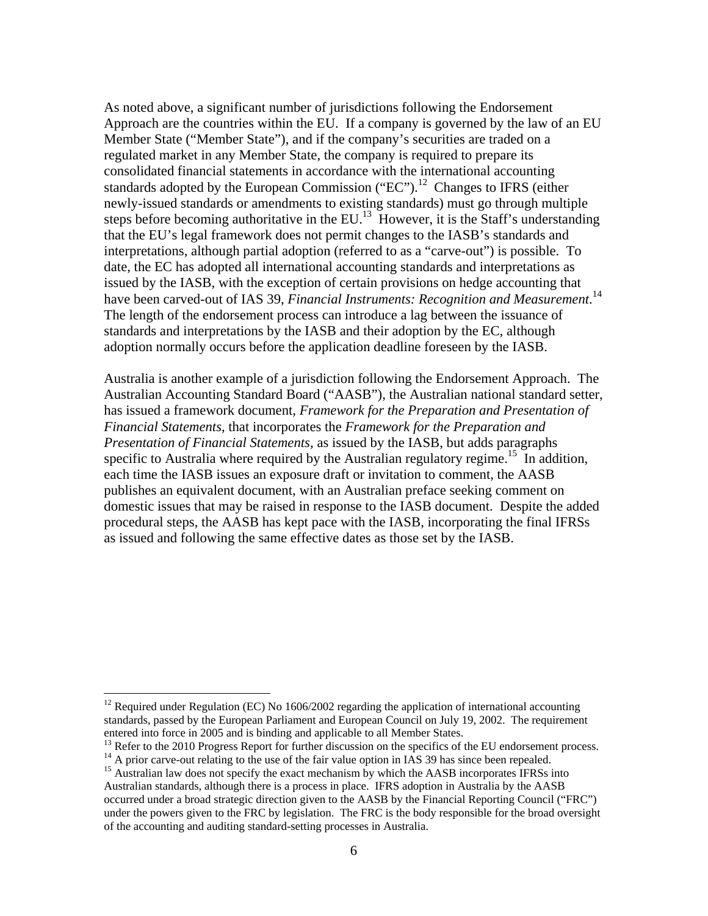As noted above, a significant number of jurisdictions following the Endorsement Approach are the countries within the EU. If a company is governed by the law of an EU Member State ("Member State"), and if the company's securities are traded on a regulated market in any Member State, the company is required to prepare its consolidated financial statements in accordance with the international accounting standards adopted by the European Commission ("EC").[12] Changes to IFRS (either newly-issued standards or amendments to existing standards) must go through multiple steps before becoming authoritative in the EU.[13] However, it is the Staff's understanding that the EU's legal framework does not permit changes to the IASB's standards and interpretations, although partial adoption (referred to as a "carve-out") is possible. To date, the EC has adopted all international accounting standards and interpretations as issued by the IASB, with the exception of certain provisions on hedge accounting that have been carved-out of IAS 39, *Financial Instruments: Recognition and Measurement*.[14] The length of the endorsement process can introduce a lag between the issuance of standards and interpretations by the IASB and their adoption by the EC, although adoption normally occurs before the application deadline foreseen by the IASB.

Australia is another example of a jurisdiction following the Endorsement Approach. The Australian Accounting Standard Board ("AASB"), the Australian national standard setter, has issued a framework document, *Framework for the Preparation and Presentation of Financial Statements*, that incorporates the *Framework for the Preparation and Presentation of Financial Statements,* as issued by the IASB, but adds paragraphs specific to Australia where required by the Australian regulatory regime.[15] In addition, each time the IASB issues an exposure draft or invitation to comment, the AASB publishes an equivalent document, with an Australian preface seeking comment on domestic issues that may be raised in response to the IASB document. Despite the added procedural steps, the AASB has kept pace with the IASB, incorporating the final IFRSs as issued and following the same effective dates as those set by the IASB.

---

[12] Required under Regulation (EC) No 1606/2002 regarding the application of international accounting standards, passed by the European Parliament and European Council on July 19, 2002. The requirement entered into force in 2005 and is binding and applicable to all Member States.

[13] Refer to the 2010 Progress Report for further discussion on the specifics of the EU endorsement process.

[14] A prior carve-out relating to the use of the fair value option in IAS 39 has since been repealed.

[15] Australian law does not specify the exact mechanism by which the AASB incorporates IFRSs into Australian standards, although there is a process in place. IFRS adoption in Australia by the AASB occurred under a broad strategic direction given to the AASB by the Financial Reporting Council ("FRC") under the powers given to the FRC by legislation. The FRC is the body responsible for the broad oversight of the accounting and auditing standard-setting processes in Australia.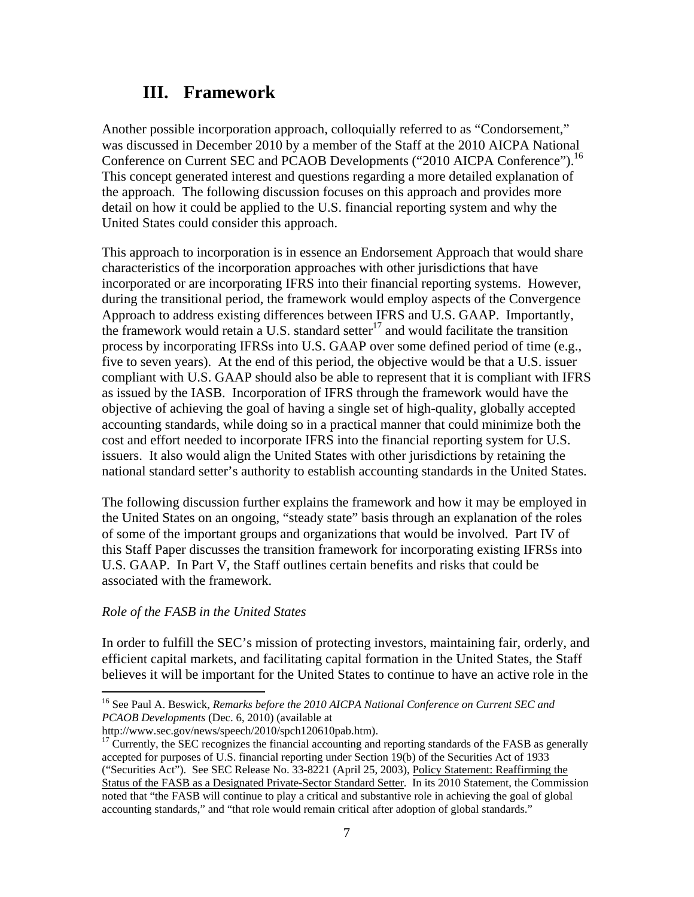## III. Framework

Another possible incorporation approach, colloquially referred to as "Condorsement," was discussed in December 2010 by a member of the Staff at the 2010 AICPA National Conference on Current SEC and PCAOB Developments ("2010 AICPA Conference").[16] This concept generated interest and questions regarding a more detailed explanation of the approach. The following discussion focuses on this approach and provides more detail on how it could be applied to the U.S. financial reporting system and why the United States could consider this approach.

This approach to incorporation is in essence an Endorsement Approach that would share characteristics of the incorporation approaches with other jurisdictions that have incorporated or are incorporating IFRS into their financial reporting systems. However, during the transitional period, the framework would employ aspects of the Convergence Approach to address existing differences between IFRS and U.S. GAAP. Importantly, the framework would retain a U.S. standard setter[17] and would facilitate the transition process by incorporating IFRSs into U.S. GAAP over some defined period of time (e.g., five to seven years). At the end of this period, the objective would be that a U.S. issuer compliant with U.S. GAAP should also be able to represent that it is compliant with IFRS as issued by the IASB. Incorporation of IFRS through the framework would have the objective of achieving the goal of having a single set of high-quality, globally accepted accounting standards, while doing so in a practical manner that could minimize both the cost and effort needed to incorporate IFRS into the financial reporting system for U.S. issuers. It also would align the United States with other jurisdictions by retaining the national standard setter's authority to establish accounting standards in the United States.

The following discussion further explains the framework and how it may be employed in the United States on an ongoing, "steady state" basis through an explanation of the roles of some of the important groups and organizations that would be involved. Part IV of this Staff Paper discusses the transition framework for incorporating existing IFRSs into U.S. GAAP. In Part V, the Staff outlines certain benefits and risks that could be associated with the framework.

*Role of the FASB in the United States*

In order to fulfill the SEC's mission of protecting investors, maintaining fair, orderly, and efficient capital markets, and facilitating capital formation in the United States, the Staff believes it will be important for the United States to continue to have an active role in the

---

[16] See Paul A. Beswick, *Remarks before the 2010 AICPA National Conference on Current SEC and PCAOB Developments* (Dec. 6, 2010) (available at http://www.sec.gov/news/speech/2010/spch120610pab.htm).

[17] Currently, the SEC recognizes the financial accounting and reporting standards of the FASB as generally accepted for purposes of U.S. financial reporting under Section 19(b) of the Securities Act of 1933 ("Securities Act"). See SEC Release No. 33-8221 (April 25, 2003), Policy Statement: Reaffirming the Status of the FASB as a Designated Private-Sector Standard Setter. In its 2010 Statement, the Commission noted that "the FASB will continue to play a critical and substantive role in achieving the goal of global accounting standards," and "that role would remain critical after adoption of global standards."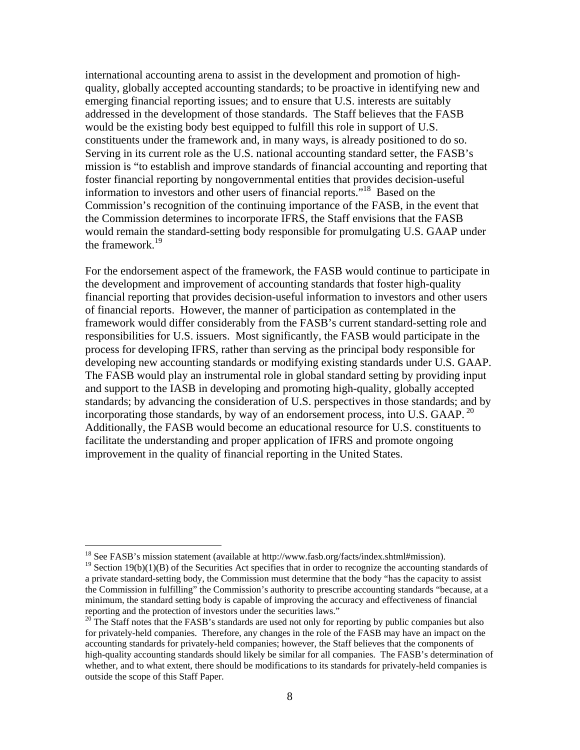international accounting arena to assist in the development and promotion of high-quality, globally accepted accounting standards; to be proactive in identifying new and emerging financial reporting issues; and to ensure that U.S. interests are suitably addressed in the development of those standards. The Staff believes that the FASB would be the existing body best equipped to fulfill this role in support of U.S. constituents under the framework and, in many ways, is already positioned to do so. Serving in its current role as the U.S. national accounting standard setter, the FASB's mission is "to establish and improve standards of financial accounting and reporting that foster financial reporting by nongovernmental entities that provides decision-useful information to investors and other users of financial reports."[18] Based on the Commission's recognition of the continuing importance of the FASB, in the event that the Commission determines to incorporate IFRS, the Staff envisions that the FASB would remain the standard-setting body responsible for promulgating U.S. GAAP under the framework.[19]

For the endorsement aspect of the framework, the FASB would continue to participate in the development and improvement of accounting standards that foster high-quality financial reporting that provides decision-useful information to investors and other users of financial reports. However, the manner of participation as contemplated in the framework would differ considerably from the FASB's current standard-setting role and responsibilities for U.S. issuers. Most significantly, the FASB would participate in the process for developing IFRS, rather than serving as the principal body responsible for developing new accounting standards or modifying existing standards under U.S. GAAP. The FASB would play an instrumental role in global standard setting by providing input and support to the IASB in developing and promoting high-quality, globally accepted standards; by advancing the consideration of U.S. perspectives in those standards; and by incorporating those standards, by way of an endorsement process, into U.S. GAAP.[20] Additionally, the FASB would become an educational resource for U.S. constituents to facilitate the understanding and proper application of IFRS and promote ongoing improvement in the quality of financial reporting in the United States.

---

[18] See FASB's mission statement (available at http://www.fasb.org/facts/index.shtml#mission).

[19] Section 19(b)(1)(B) of the Securities Act specifies that in order to recognize the accounting standards of a private standard-setting body, the Commission must determine that the body "has the capacity to assist the Commission in fulfilling" the Commission's authority to prescribe accounting standards "because, at a minimum, the standard setting body is capable of improving the accuracy and effectiveness of financial reporting and the protection of investors under the securities laws."

[20] The Staff notes that the FASB's standards are used not only for reporting by public companies but also for privately-held companies. Therefore, any changes in the role of the FASB may have an impact on the accounting standards for privately-held companies; however, the Staff believes that the components of high-quality accounting standards should likely be similar for all companies. The FASB's determination of whether, and to what extent, there should be modifications to its standards for privately-held companies is outside the scope of this Staff Paper.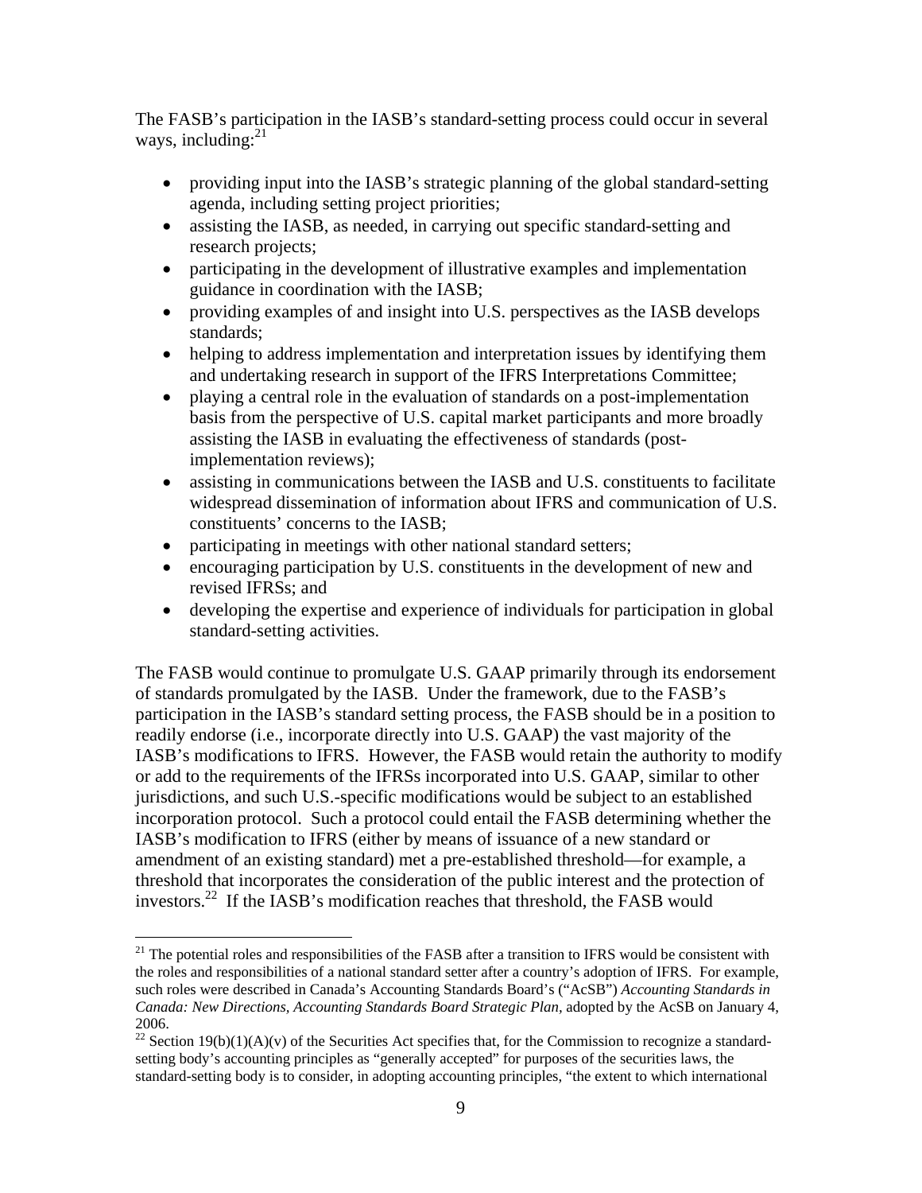The FASB's participation in the IASB's standard-setting process could occur in several ways, including:[21]

- providing input into the IASB's strategic planning of the global standard-setting agenda, including setting project priorities;
- assisting the IASB, as needed, in carrying out specific standard-setting and research projects;
- participating in the development of illustrative examples and implementation guidance in coordination with the IASB;
- providing examples of and insight into U.S. perspectives as the IASB develops standards;
- helping to address implementation and interpretation issues by identifying them and undertaking research in support of the IFRS Interpretations Committee;
- playing a central role in the evaluation of standards on a post-implementation basis from the perspective of U.S. capital market participants and more broadly assisting the IASB in evaluating the effectiveness of standards (post-implementation reviews);
- assisting in communications between the IASB and U.S. constituents to facilitate widespread dissemination of information about IFRS and communication of U.S. constituents' concerns to the IASB;
- participating in meetings with other national standard setters;
- encouraging participation by U.S. constituents in the development of new and revised IFRSs; and
- developing the expertise and experience of individuals for participation in global standard-setting activities.

The FASB would continue to promulgate U.S. GAAP primarily through its endorsement of standards promulgated by the IASB. Under the framework, due to the FASB's participation in the IASB's standard setting process, the FASB should be in a position to readily endorse (i.e., incorporate directly into U.S. GAAP) the vast majority of the IASB's modifications to IFRS. However, the FASB would retain the authority to modify or add to the requirements of the IFRSs incorporated into U.S. GAAP, similar to other jurisdictions, and such U.S.-specific modifications would be subject to an established incorporation protocol. Such a protocol could entail the FASB determining whether the IASB's modification to IFRS (either by means of issuance of a new standard or amendment of an existing standard) met a pre-established threshold—for example, a threshold that incorporates the consideration of the public interest and the protection of investors.[22] If the IASB's modification reaches that threshold, the FASB would

---

[21] The potential roles and responsibilities of the FASB after a transition to IFRS would be consistent with the roles and responsibilities of a national standard setter after a country's adoption of IFRS. For example, such roles were described in Canada's Accounting Standards Board's ("AcSB") *Accounting Standards in Canada: New Directions, Accounting Standards Board Strategic Plan*, adopted by the AcSB on January 4, 2006.

[22] Section 19(b)(1)(A)(v) of the Securities Act specifies that, for the Commission to recognize a standard-setting body's accounting principles as "generally accepted" for purposes of the securities laws, the standard-setting body is to consider, in adopting accounting principles, "the extent to which international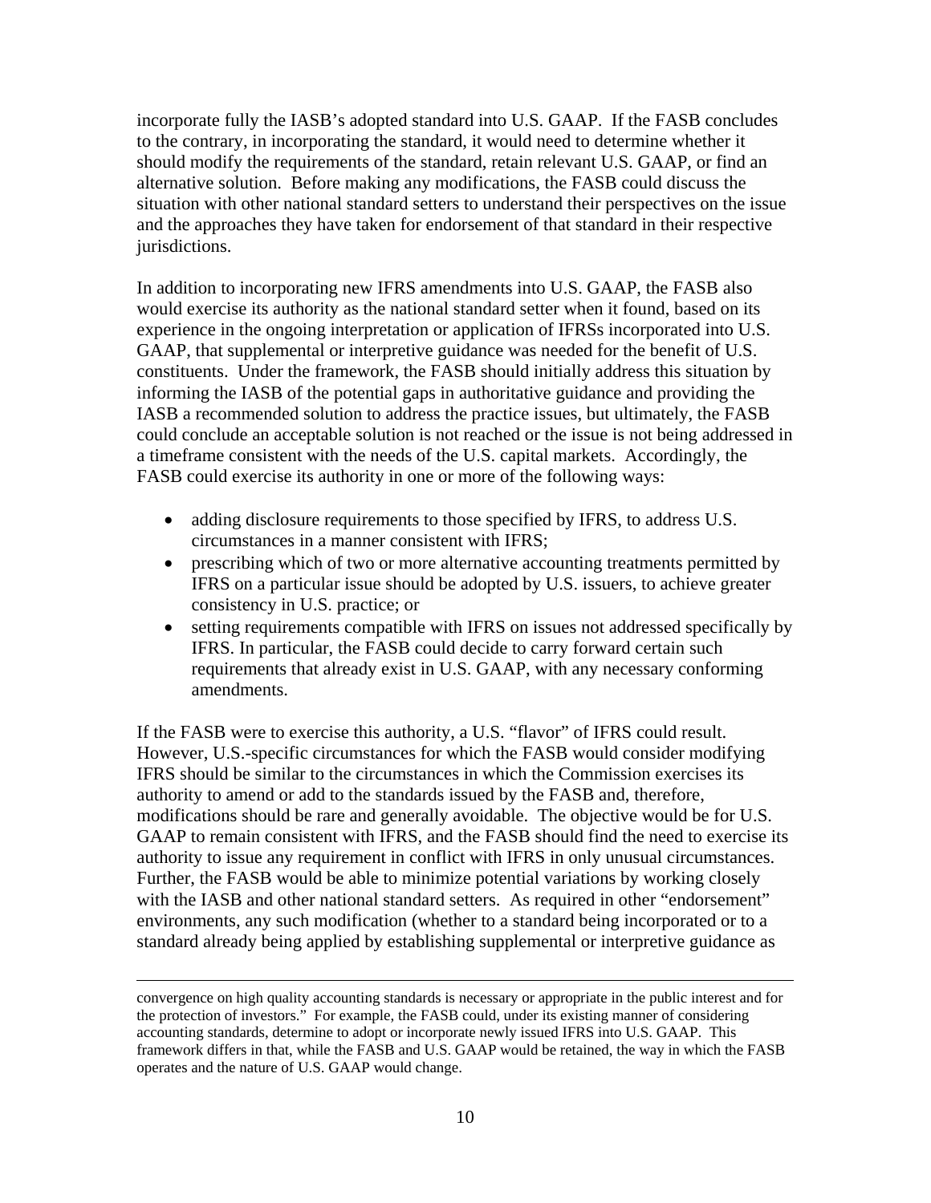incorporate fully the IASB's adopted standard into U.S. GAAP. If the FASB concludes to the contrary, in incorporating the standard, it would need to determine whether it should modify the requirements of the standard, retain relevant U.S. GAAP, or find an alternative solution. Before making any modifications, the FASB could discuss the situation with other national standard setters to understand their perspectives on the issue and the approaches they have taken for endorsement of that standard in their respective jurisdictions.

In addition to incorporating new IFRS amendments into U.S. GAAP, the FASB also would exercise its authority as the national standard setter when it found, based on its experience in the ongoing interpretation or application of IFRSs incorporated into U.S. GAAP, that supplemental or interpretive guidance was needed for the benefit of U.S. constituents. Under the framework, the FASB should initially address this situation by informing the IASB of the potential gaps in authoritative guidance and providing the IASB a recommended solution to address the practice issues, but ultimately, the FASB could conclude an acceptable solution is not reached or the issue is not being addressed in a timeframe consistent with the needs of the U.S. capital markets. Accordingly, the FASB could exercise its authority in one or more of the following ways:

- adding disclosure requirements to those specified by IFRS, to address U.S. circumstances in a manner consistent with IFRS;
- prescribing which of two or more alternative accounting treatments permitted by IFRS on a particular issue should be adopted by U.S. issuers, to achieve greater consistency in U.S. practice; or
- setting requirements compatible with IFRS on issues not addressed specifically by IFRS. In particular, the FASB could decide to carry forward certain such requirements that already exist in U.S. GAAP, with any necessary conforming amendments.

If the FASB were to exercise this authority, a U.S. "flavor" of IFRS could result. However, U.S.-specific circumstances for which the FASB would consider modifying IFRS should be similar to the circumstances in which the Commission exercises its authority to amend or add to the standards issued by the FASB and, therefore, modifications should be rare and generally avoidable. The objective would be for U.S. GAAP to remain consistent with IFRS, and the FASB should find the need to exercise its authority to issue any requirement in conflict with IFRS in only unusual circumstances. Further, the FASB would be able to minimize potential variations by working closely with the IASB and other national standard setters. As required in other "endorsement" environments, any such modification (whether to a standard being incorporated or to a standard already being applied by establishing supplemental or interpretive guidance as

---

convergence on high quality accounting standards is necessary or appropriate in the public interest and for the protection of investors." For example, the FASB could, under its existing manner of considering accounting standards, determine to adopt or incorporate newly issued IFRS into U.S. GAAP. This framework differs in that, while the FASB and U.S. GAAP would be retained, the way in which the FASB operates and the nature of U.S. GAAP would change.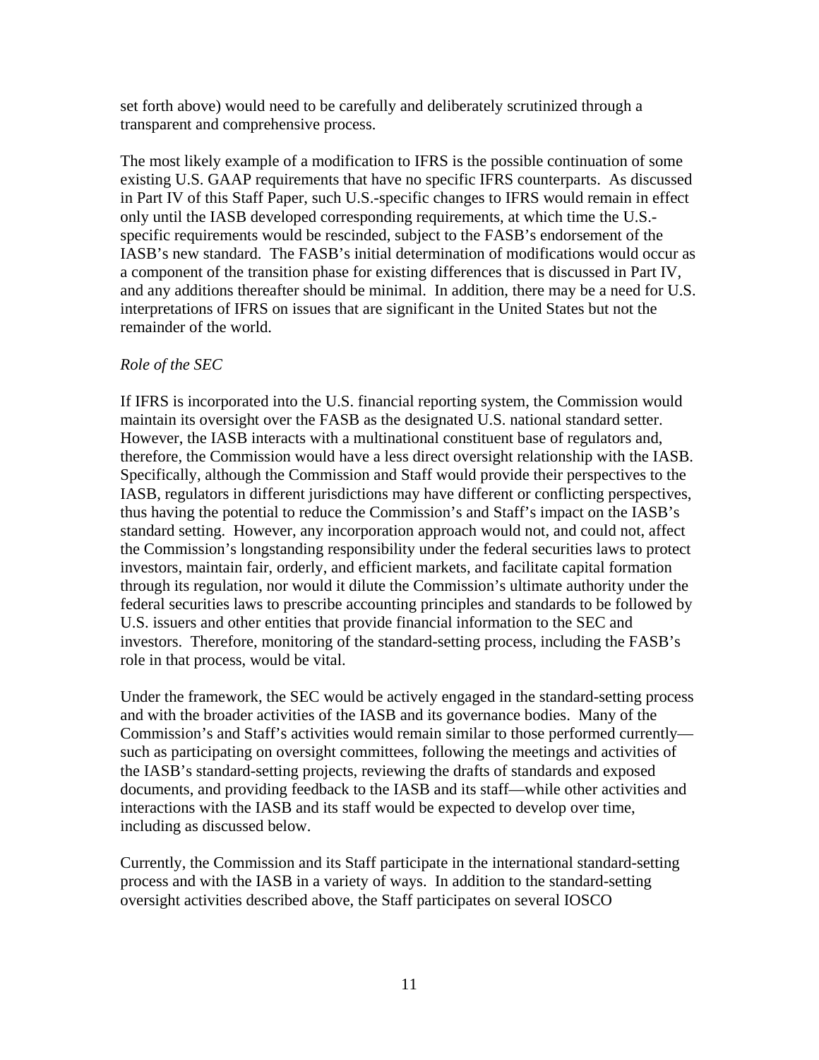set forth above) would need to be carefully and deliberately scrutinized through a transparent and comprehensive process.

The most likely example of a modification to IFRS is the possible continuation of some existing U.S. GAAP requirements that have no specific IFRS counterparts. As discussed in Part IV of this Staff Paper, such U.S.-specific changes to IFRS would remain in effect only until the IASB developed corresponding requirements, at which time the U.S.-specific requirements would be rescinded, subject to the FASB's endorsement of the IASB's new standard. The FASB's initial determination of modifications would occur as a component of the transition phase for existing differences that is discussed in Part IV, and any additions thereafter should be minimal. In addition, there may be a need for U.S. interpretations of IFRS on issues that are significant in the United States but not the remainder of the world.

*Role of the SEC*

If IFRS is incorporated into the U.S. financial reporting system, the Commission would maintain its oversight over the FASB as the designated U.S. national standard setter. However, the IASB interacts with a multinational constituent base of regulators and, therefore, the Commission would have a less direct oversight relationship with the IASB. Specifically, although the Commission and Staff would provide their perspectives to the IASB, regulators in different jurisdictions may have different or conflicting perspectives, thus having the potential to reduce the Commission's and Staff's impact on the IASB's standard setting. However, any incorporation approach would not, and could not, affect the Commission's longstanding responsibility under the federal securities laws to protect investors, maintain fair, orderly, and efficient markets, and facilitate capital formation through its regulation, nor would it dilute the Commission's ultimate authority under the federal securities laws to prescribe accounting principles and standards to be followed by U.S. issuers and other entities that provide financial information to the SEC and investors. Therefore, monitoring of the standard-setting process, including the FASB's role in that process, would be vital.

Under the framework, the SEC would be actively engaged in the standard-setting process and with the broader activities of the IASB and its governance bodies. Many of the Commission's and Staff's activities would remain similar to those performed currently—such as participating on oversight committees, following the meetings and activities of the IASB's standard-setting projects, reviewing the drafts of standards and exposed documents, and providing feedback to the IASB and its staff—while other activities and interactions with the IASB and its staff would be expected to develop over time, including as discussed below.

Currently, the Commission and its Staff participate in the international standard-setting process and with the IASB in a variety of ways. In addition to the standard-setting oversight activities described above, the Staff participates on several IOSCO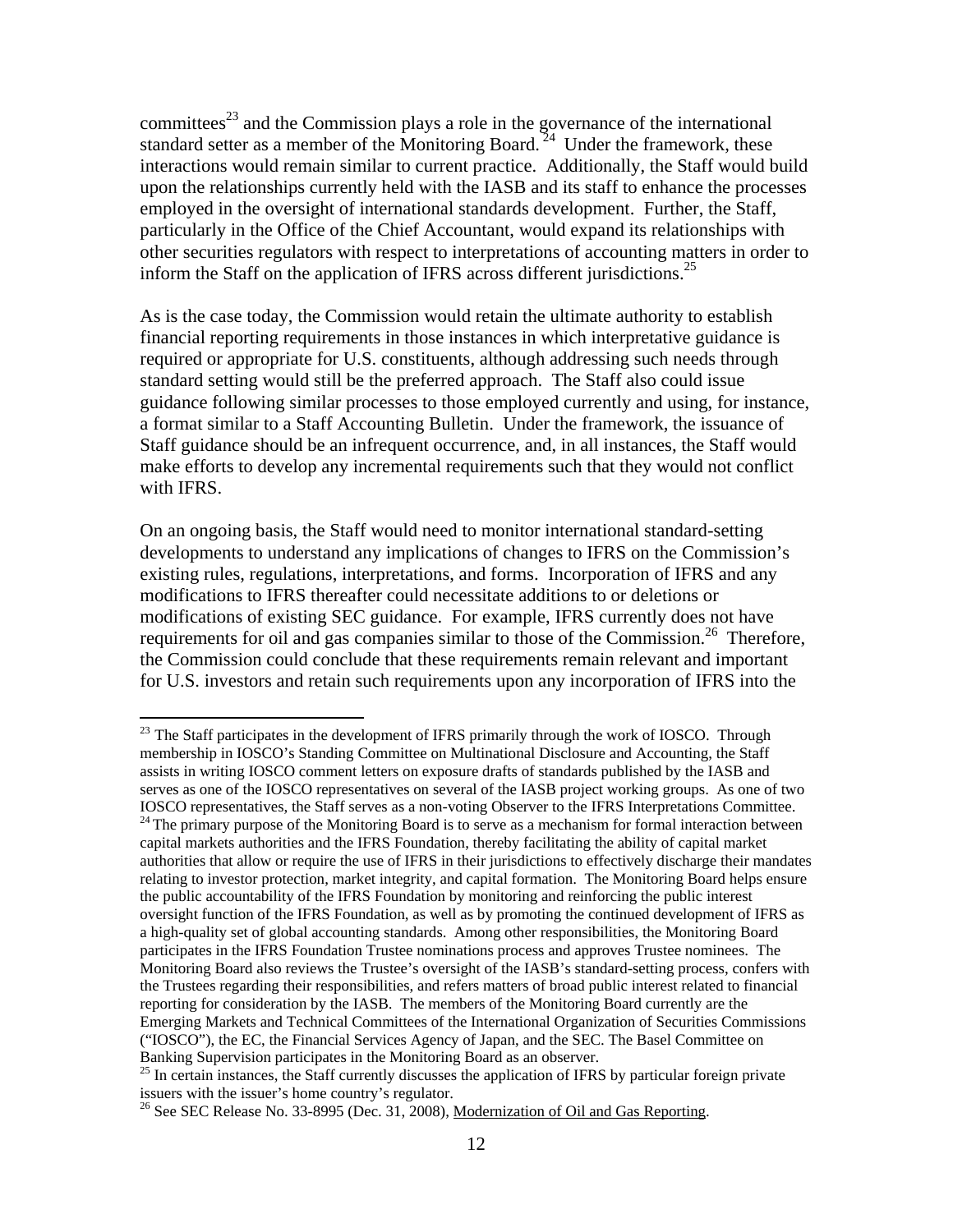committees[23] and the Commission plays a role in the governance of the international standard setter as a member of the Monitoring Board.[24] Under the framework, these interactions would remain similar to current practice. Additionally, the Staff would build upon the relationships currently held with the IASB and its staff to enhance the processes employed in the oversight of international standards development. Further, the Staff, particularly in the Office of the Chief Accountant, would expand its relationships with other securities regulators with respect to interpretations of accounting matters in order to inform the Staff on the application of IFRS across different jurisdictions.[25]

As is the case today, the Commission would retain the ultimate authority to establish financial reporting requirements in those instances in which interpretative guidance is required or appropriate for U.S. constituents, although addressing such needs through standard setting would still be the preferred approach. The Staff also could issue guidance following similar processes to those employed currently and using, for instance, a format similar to a Staff Accounting Bulletin. Under the framework, the issuance of Staff guidance should be an infrequent occurrence, and, in all instances, the Staff would make efforts to develop any incremental requirements such that they would not conflict with IFRS.

On an ongoing basis, the Staff would need to monitor international standard-setting developments to understand any implications of changes to IFRS on the Commission's existing rules, regulations, interpretations, and forms. Incorporation of IFRS and any modifications to IFRS thereafter could necessitate additions to or deletions or modifications of existing SEC guidance. For example, IFRS currently does not have requirements for oil and gas companies similar to those of the Commission.[26] Therefore, the Commission could conclude that these requirements remain relevant and important for U.S. investors and retain such requirements upon any incorporation of IFRS into the

---

[23] The Staff participates in the development of IFRS primarily through the work of IOSCO. Through membership in IOSCO's Standing Committee on Multinational Disclosure and Accounting, the Staff assists in writing IOSCO comment letters on exposure drafts of standards published by the IASB and serves as one of the IOSCO representatives on several of the IASB project working groups. As one of two IOSCO representatives, the Staff serves as a non-voting Observer to the IFRS Interpretations Committee.

[24] The primary purpose of the Monitoring Board is to serve as a mechanism for formal interaction between capital markets authorities and the IFRS Foundation, thereby facilitating the ability of capital market authorities that allow or require the use of IFRS in their jurisdictions to effectively discharge their mandates relating to investor protection, market integrity, and capital formation. The Monitoring Board helps ensure the public accountability of the IFRS Foundation by monitoring and reinforcing the public interest oversight function of the IFRS Foundation, as well as by promoting the continued development of IFRS as a high-quality set of global accounting standards. Among other responsibilities, the Monitoring Board participates in the IFRS Foundation Trustee nominations process and approves Trustee nominees. The Monitoring Board also reviews the Trustee's oversight of the IASB's standard-setting process, confers with the Trustees regarding their responsibilities, and refers matters of broad public interest related to financial reporting for consideration by the IASB. The members of the Monitoring Board currently are the Emerging Markets and Technical Committees of the International Organization of Securities Commissions ("IOSCO"), the EC, the Financial Services Agency of Japan, and the SEC. The Basel Committee on Banking Supervision participates in the Monitoring Board as an observer.

[25] In certain instances, the Staff currently discusses the application of IFRS by particular foreign private issuers with the issuer's home country's regulator.

[26] See SEC Release No. 33-8995 (Dec. 31, 2008), Modernization of Oil and Gas Reporting.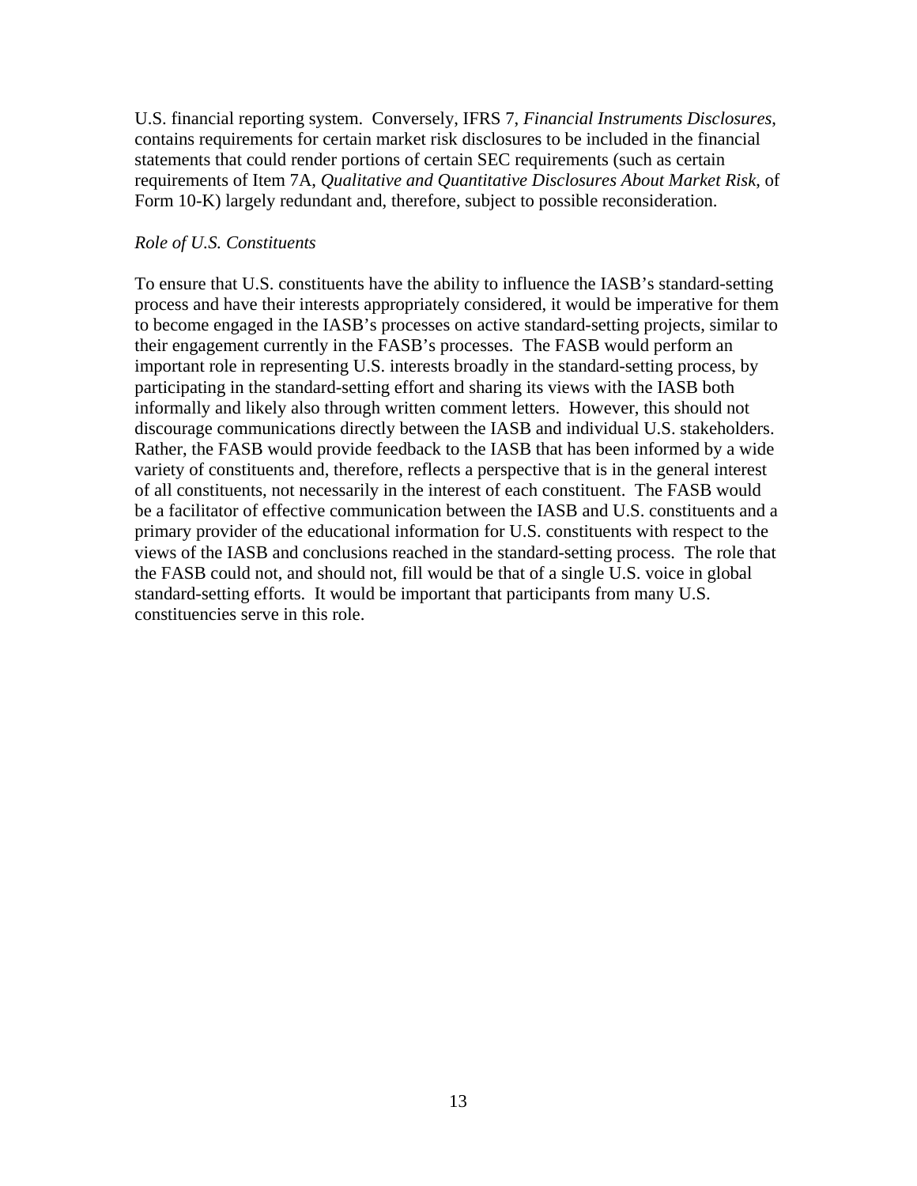U.S. financial reporting system. Conversely, IFRS 7, *Financial Instruments Disclosures*, contains requirements for certain market risk disclosures to be included in the financial statements that could render portions of certain SEC requirements (such as certain requirements of Item 7A, *Qualitative and Quantitative Disclosures About Market Risk*, of Form 10-K) largely redundant and, therefore, subject to possible reconsideration.

*Role of U.S. Constituents*

To ensure that U.S. constituents have the ability to influence the IASB's standard-setting process and have their interests appropriately considered, it would be imperative for them to become engaged in the IASB's processes on active standard-setting projects, similar to their engagement currently in the FASB's processes. The FASB would perform an important role in representing U.S. interests broadly in the standard-setting process, by participating in the standard-setting effort and sharing its views with the IASB both informally and likely also through written comment letters. However, this should not discourage communications directly between the IASB and individual U.S. stakeholders. Rather, the FASB would provide feedback to the IASB that has been informed by a wide variety of constituents and, therefore, reflects a perspective that is in the general interest of all constituents, not necessarily in the interest of each constituent. The FASB would be a facilitator of effective communication between the IASB and U.S. constituents and a primary provider of the educational information for U.S. constituents with respect to the views of the IASB and conclusions reached in the standard-setting process. The role that the FASB could not, and should not, fill would be that of a single U.S. voice in global standard-setting efforts. It would be important that participants from many U.S. constituencies serve in this role.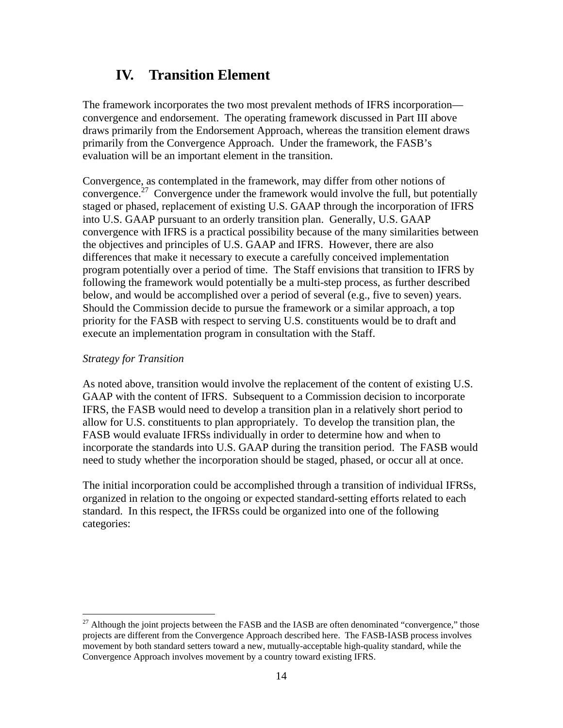## IV. Transition Element

The framework incorporates the two most prevalent methods of IFRS incorporation—convergence and endorsement. The operating framework discussed in Part III above draws primarily from the Endorsement Approach, whereas the transition element draws primarily from the Convergence Approach. Under the framework, the FASB's evaluation will be an important element in the transition.

Convergence, as contemplated in the framework, may differ from other notions of convergence.[27] Convergence under the framework would involve the full, but potentially staged or phased, replacement of existing U.S. GAAP through the incorporation of IFRS into U.S. GAAP pursuant to an orderly transition plan. Generally, U.S. GAAP convergence with IFRS is a practical possibility because of the many similarities between the objectives and principles of U.S. GAAP and IFRS. However, there are also differences that make it necessary to execute a carefully conceived implementation program potentially over a period of time. The Staff envisions that transition to IFRS by following the framework would potentially be a multi-step process, as further described below, and would be accomplished over a period of several (e.g., five to seven) years. Should the Commission decide to pursue the framework or a similar approach, a top priority for the FASB with respect to serving U.S. constituents would be to draft and execute an implementation program in consultation with the Staff.

*Strategy for Transition*

As noted above, transition would involve the replacement of the content of existing U.S. GAAP with the content of IFRS. Subsequent to a Commission decision to incorporate IFRS, the FASB would need to develop a transition plan in a relatively short period to allow for U.S. constituents to plan appropriately. To develop the transition plan, the FASB would evaluate IFRSs individually in order to determine how and when to incorporate the standards into U.S. GAAP during the transition period. The FASB would need to study whether the incorporation should be staged, phased, or occur all at once.

The initial incorporation could be accomplished through a transition of individual IFRSs, organized in relation to the ongoing or expected standard-setting efforts related to each standard. In this respect, the IFRSs could be organized into one of the following categories:

---

[27] Although the joint projects between the FASB and the IASB are often denominated "convergence," those projects are different from the Convergence Approach described here. The FASB-IASB process involves movement by both standard setters toward a new, mutually-acceptable high-quality standard, while the Convergence Approach involves movement by a country toward existing IFRS.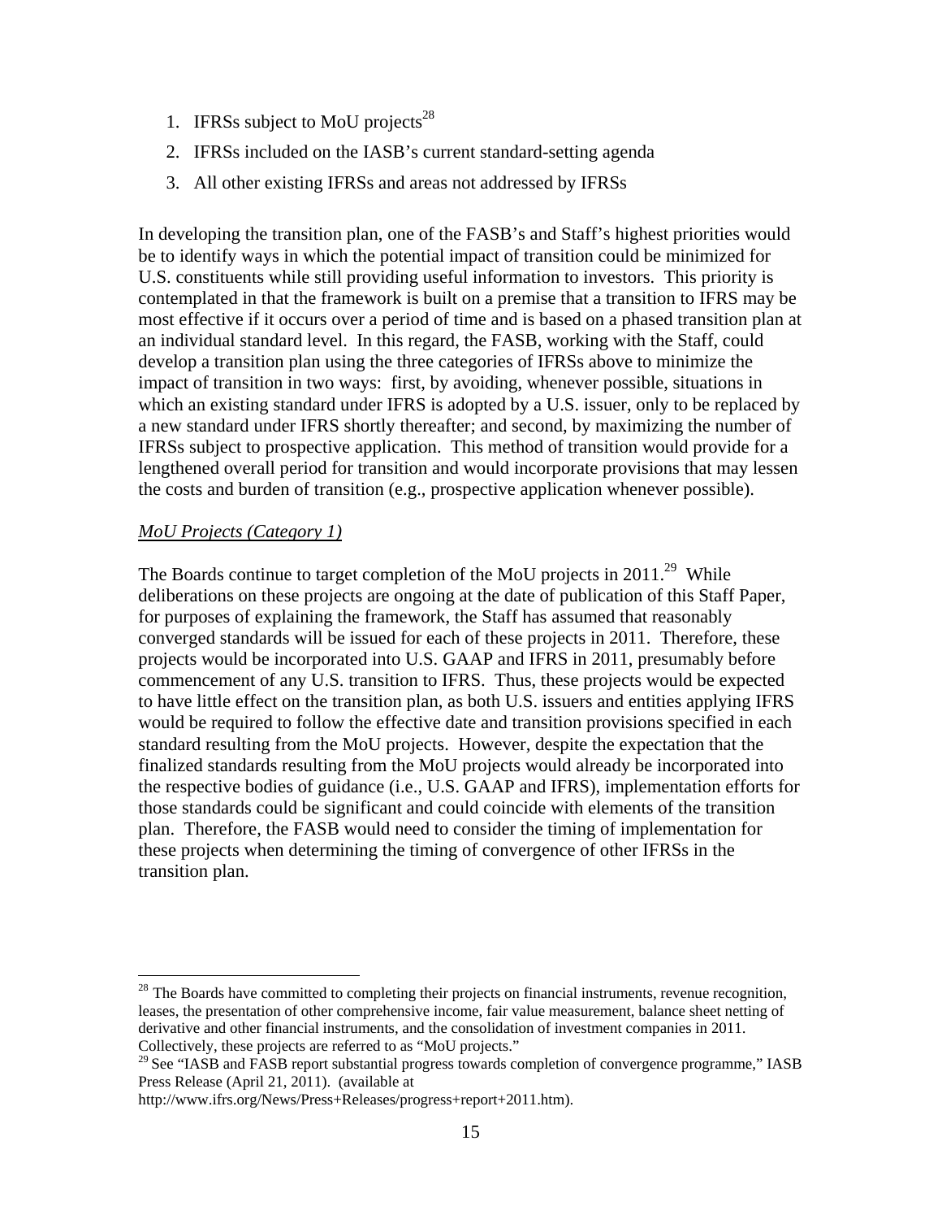1. IFRSs subject to MoU projects[28]
2. IFRSs included on the IASB's current standard-setting agenda
3. All other existing IFRSs and areas not addressed by IFRSs

In developing the transition plan, one of the FASB's and Staff's highest priorities would be to identify ways in which the potential impact of transition could be minimized for U.S. constituents while still providing useful information to investors. This priority is contemplated in that the framework is built on a premise that a transition to IFRS may be most effective if it occurs over a period of time and is based on a phased transition plan at an individual standard level. In this regard, the FASB, working with the Staff, could develop a transition plan using the three categories of IFRSs above to minimize the impact of transition in two ways: first, by avoiding, whenever possible, situations in which an existing standard under IFRS is adopted by a U.S. issuer, only to be replaced by a new standard under IFRS shortly thereafter; and second, by maximizing the number of IFRSs subject to prospective application. This method of transition would provide for a lengthened overall period for transition and would incorporate provisions that may lessen the costs and burden of transition (e.g., prospective application whenever possible).

*MoU Projects (Category 1)*

The Boards continue to target completion of the MoU projects in 2011.[29] While deliberations on these projects are ongoing at the date of publication of this Staff Paper, for purposes of explaining the framework, the Staff has assumed that reasonably converged standards will be issued for each of these projects in 2011. Therefore, these projects would be incorporated into U.S. GAAP and IFRS in 2011, presumably before commencement of any U.S. transition to IFRS. Thus, these projects would be expected to have little effect on the transition plan, as both U.S. issuers and entities applying IFRS would be required to follow the effective date and transition provisions specified in each standard resulting from the MoU projects. However, despite the expectation that the finalized standards resulting from the MoU projects would already be incorporated into the respective bodies of guidance (i.e., U.S. GAAP and IFRS), implementation efforts for those standards could be significant and could coincide with elements of the transition plan. Therefore, the FASB would need to consider the timing of implementation for these projects when determining the timing of convergence of other IFRSs in the transition plan.

---

[28] The Boards have committed to completing their projects on financial instruments, revenue recognition, leases, the presentation of other comprehensive income, fair value measurement, balance sheet netting of derivative and other financial instruments, and the consolidation of investment companies in 2011. Collectively, these projects are referred to as "MoU projects."

[29] See "IASB and FASB report substantial progress towards completion of convergence programme," IASB Press Release (April 21, 2011). (available at http://www.ifrs.org/News/Press+Releases/progress+report+2011.htm).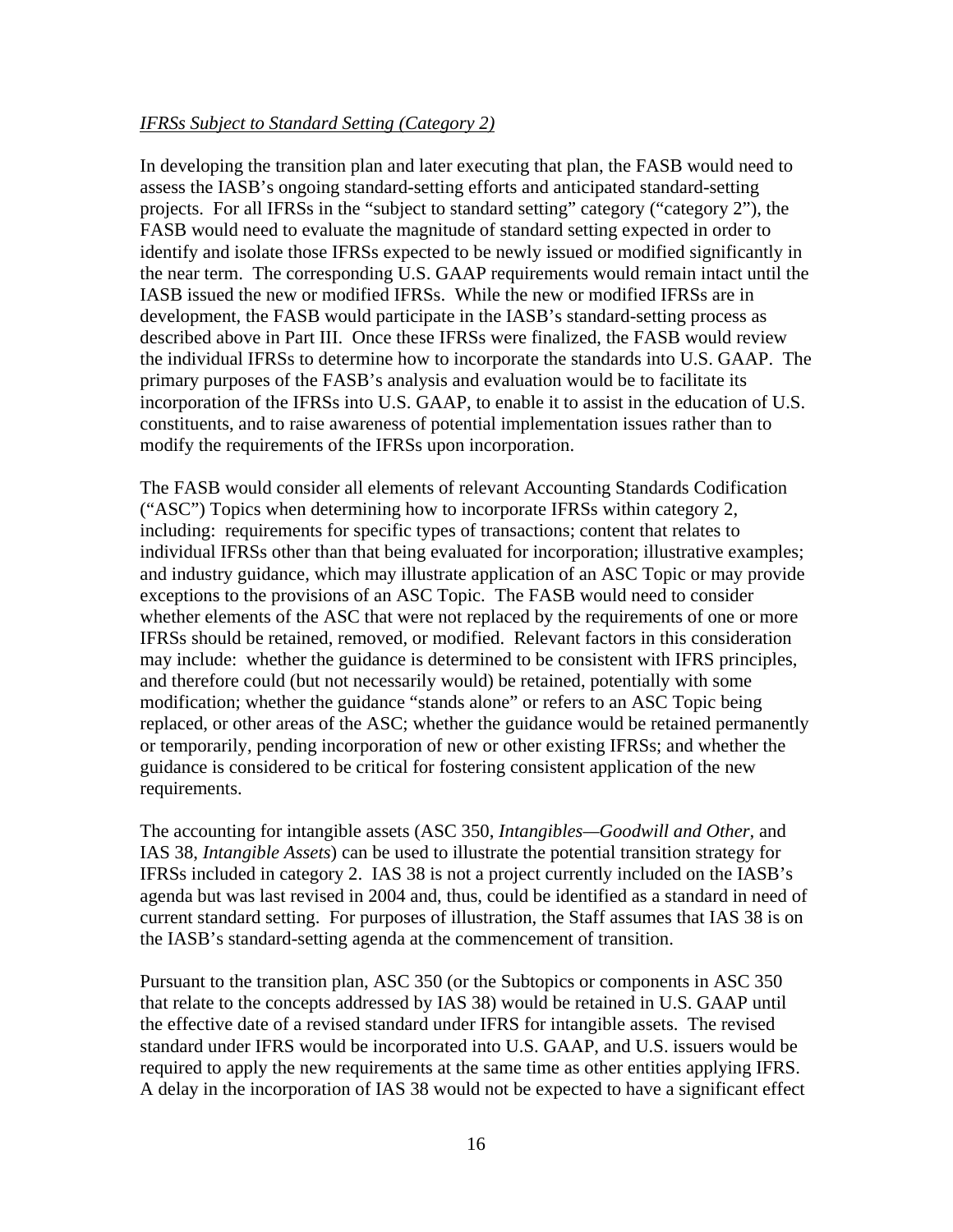*IFRSs Subject to Standard Setting (Category 2)*

In developing the transition plan and later executing that plan, the FASB would need to assess the IASB's ongoing standard-setting efforts and anticipated standard-setting projects. For all IFRSs in the "subject to standard setting" category ("category 2"), the FASB would need to evaluate the magnitude of standard setting expected in order to identify and isolate those IFRSs expected to be newly issued or modified significantly in the near term. The corresponding U.S. GAAP requirements would remain intact until the IASB issued the new or modified IFRSs. While the new or modified IFRSs are in development, the FASB would participate in the IASB's standard-setting process as described above in Part III. Once these IFRSs were finalized, the FASB would review the individual IFRSs to determine how to incorporate the standards into U.S. GAAP. The primary purposes of the FASB's analysis and evaluation would be to facilitate its incorporation of the IFRSs into U.S. GAAP, to enable it to assist in the education of U.S. constituents, and to raise awareness of potential implementation issues rather than to modify the requirements of the IFRSs upon incorporation.

The FASB would consider all elements of relevant Accounting Standards Codification ("ASC") Topics when determining how to incorporate IFRSs within category 2, including: requirements for specific types of transactions; content that relates to individual IFRSs other than that being evaluated for incorporation; illustrative examples; and industry guidance, which may illustrate application of an ASC Topic or may provide exceptions to the provisions of an ASC Topic. The FASB would need to consider whether elements of the ASC that were not replaced by the requirements of one or more IFRSs should be retained, removed, or modified. Relevant factors in this consideration may include: whether the guidance is determined to be consistent with IFRS principles, and therefore could (but not necessarily would) be retained, potentially with some modification; whether the guidance "stands alone" or refers to an ASC Topic being replaced, or other areas of the ASC; whether the guidance would be retained permanently or temporarily, pending incorporation of new or other existing IFRSs; and whether the guidance is considered to be critical for fostering consistent application of the new requirements.

The accounting for intangible assets (ASC 350, *Intangibles—Goodwill and Other,* and IAS 38, *Intangible Assets*) can be used to illustrate the potential transition strategy for IFRSs included in category 2. IAS 38 is not a project currently included on the IASB's agenda but was last revised in 2004 and, thus, could be identified as a standard in need of current standard setting. For purposes of illustration, the Staff assumes that IAS 38 is on the IASB's standard-setting agenda at the commencement of transition.

Pursuant to the transition plan, ASC 350 (or the Subtopics or components in ASC 350 that relate to the concepts addressed by IAS 38) would be retained in U.S. GAAP until the effective date of a revised standard under IFRS for intangible assets. The revised standard under IFRS would be incorporated into U.S. GAAP, and U.S. issuers would be required to apply the new requirements at the same time as other entities applying IFRS. A delay in the incorporation of IAS 38 would not be expected to have a significant effect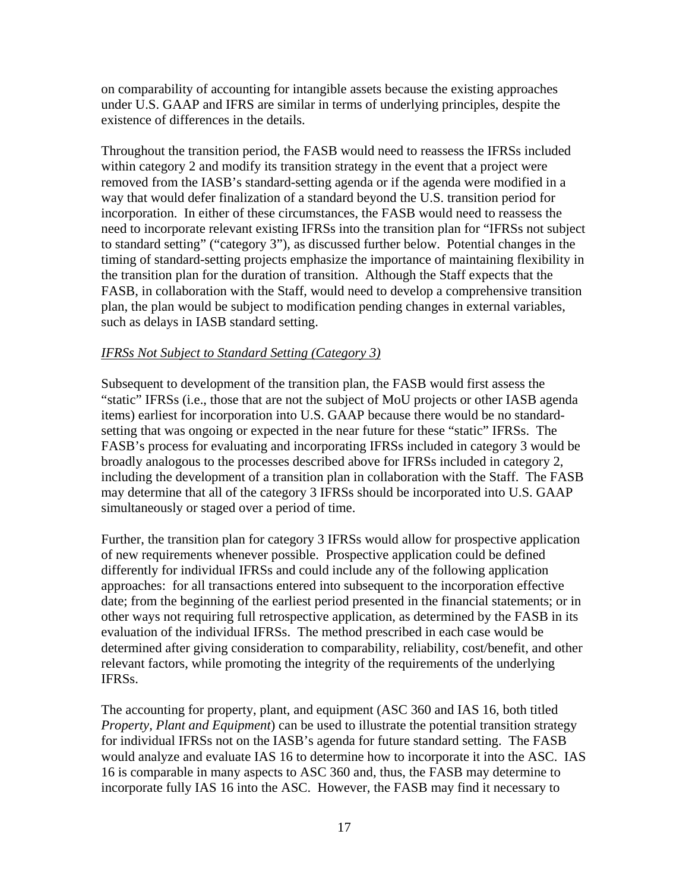on comparability of accounting for intangible assets because the existing approaches under U.S. GAAP and IFRS are similar in terms of underlying principles, despite the existence of differences in the details.

Throughout the transition period, the FASB would need to reassess the IFRSs included within category 2 and modify its transition strategy in the event that a project were removed from the IASB's standard-setting agenda or if the agenda were modified in a way that would defer finalization of a standard beyond the U.S. transition period for incorporation. In either of these circumstances, the FASB would need to reassess the need to incorporate relevant existing IFRSs into the transition plan for "IFRSs not subject to standard setting" ("category 3"), as discussed further below. Potential changes in the timing of standard-setting projects emphasize the importance of maintaining flexibility in the transition plan for the duration of transition. Although the Staff expects that the FASB, in collaboration with the Staff, would need to develop a comprehensive transition plan, the plan would be subject to modification pending changes in external variables, such as delays in IASB standard setting.

*IFRSs Not Subject to Standard Setting (Category 3)*

Subsequent to development of the transition plan, the FASB would first assess the "static" IFRSs (i.e., those that are not the subject of MoU projects or other IASB agenda items) earliest for incorporation into U.S. GAAP because there would be no standard-setting that was ongoing or expected in the near future for these "static" IFRSs. The FASB's process for evaluating and incorporating IFRSs included in category 3 would be broadly analogous to the processes described above for IFRSs included in category 2, including the development of a transition plan in collaboration with the Staff. The FASB may determine that all of the category 3 IFRSs should be incorporated into U.S. GAAP simultaneously or staged over a period of time.

Further, the transition plan for category 3 IFRSs would allow for prospective application of new requirements whenever possible. Prospective application could be defined differently for individual IFRSs and could include any of the following application approaches: for all transactions entered into subsequent to the incorporation effective date; from the beginning of the earliest period presented in the financial statements; or in other ways not requiring full retrospective application, as determined by the FASB in its evaluation of the individual IFRSs. The method prescribed in each case would be determined after giving consideration to comparability, reliability, cost/benefit, and other relevant factors, while promoting the integrity of the requirements of the underlying IFRSs.

The accounting for property, plant, and equipment (ASC 360 and IAS 16, both titled *Property, Plant and Equipment*) can be used to illustrate the potential transition strategy for individual IFRSs not on the IASB's agenda for future standard setting. The FASB would analyze and evaluate IAS 16 to determine how to incorporate it into the ASC. IAS 16 is comparable in many aspects to ASC 360 and, thus, the FASB may determine to incorporate fully IAS 16 into the ASC. However, the FASB may find it necessary to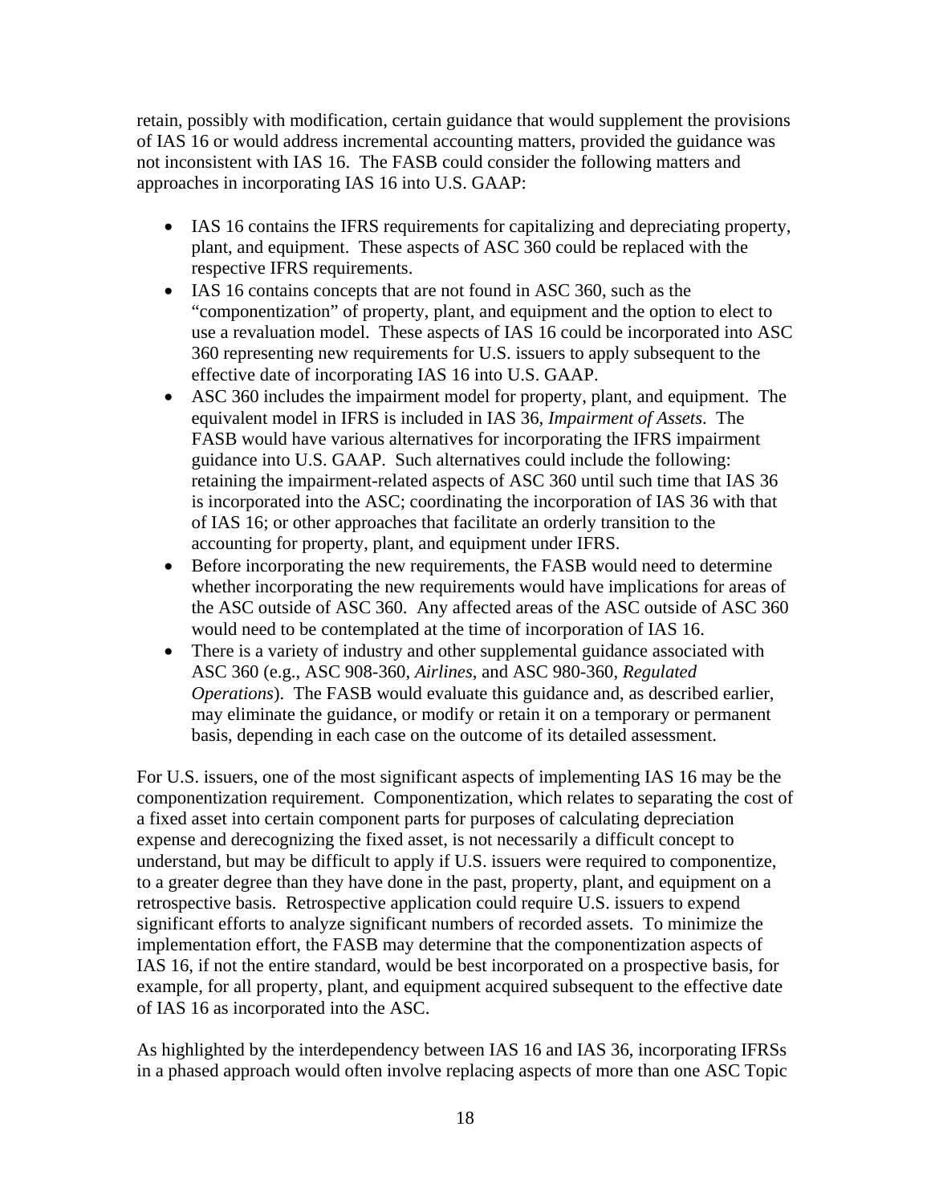retain, possibly with modification, certain guidance that would supplement the provisions of IAS 16 or would address incremental accounting matters, provided the guidance was not inconsistent with IAS 16. The FASB could consider the following matters and approaches in incorporating IAS 16 into U.S. GAAP:

- IAS 16 contains the IFRS requirements for capitalizing and depreciating property, plant, and equipment. These aspects of ASC 360 could be replaced with the respective IFRS requirements.
- IAS 16 contains concepts that are not found in ASC 360, such as the "componentization" of property, plant, and equipment and the option to elect to use a revaluation model. These aspects of IAS 16 could be incorporated into ASC 360 representing new requirements for U.S. issuers to apply subsequent to the effective date of incorporating IAS 16 into U.S. GAAP.
- ASC 360 includes the impairment model for property, plant, and equipment. The equivalent model in IFRS is included in IAS 36, *Impairment of Assets*. The FASB would have various alternatives for incorporating the IFRS impairment guidance into U.S. GAAP. Such alternatives could include the following: retaining the impairment-related aspects of ASC 360 until such time that IAS 36 is incorporated into the ASC; coordinating the incorporation of IAS 36 with that of IAS 16; or other approaches that facilitate an orderly transition to the accounting for property, plant, and equipment under IFRS.
- Before incorporating the new requirements, the FASB would need to determine whether incorporating the new requirements would have implications for areas of the ASC outside of ASC 360. Any affected areas of the ASC outside of ASC 360 would need to be contemplated at the time of incorporation of IAS 16.
- There is a variety of industry and other supplemental guidance associated with ASC 360 (e.g., ASC 908-360, *Airlines*, and ASC 980-360, *Regulated Operations*). The FASB would evaluate this guidance and, as described earlier, may eliminate the guidance, or modify or retain it on a temporary or permanent basis, depending in each case on the outcome of its detailed assessment.

For U.S. issuers, one of the most significant aspects of implementing IAS 16 may be the componentization requirement. Componentization, which relates to separating the cost of a fixed asset into certain component parts for purposes of calculating depreciation expense and derecognizing the fixed asset, is not necessarily a difficult concept to understand, but may be difficult to apply if U.S. issuers were required to componentize, to a greater degree than they have done in the past, property, plant, and equipment on a retrospective basis. Retrospective application could require U.S. issuers to expend significant efforts to analyze significant numbers of recorded assets. To minimize the implementation effort, the FASB may determine that the componentization aspects of IAS 16, if not the entire standard, would be best incorporated on a prospective basis, for example, for all property, plant, and equipment acquired subsequent to the effective date of IAS 16 as incorporated into the ASC.

As highlighted by the interdependency between IAS 16 and IAS 36, incorporating IFRSs in a phased approach would often involve replacing aspects of more than one ASC Topic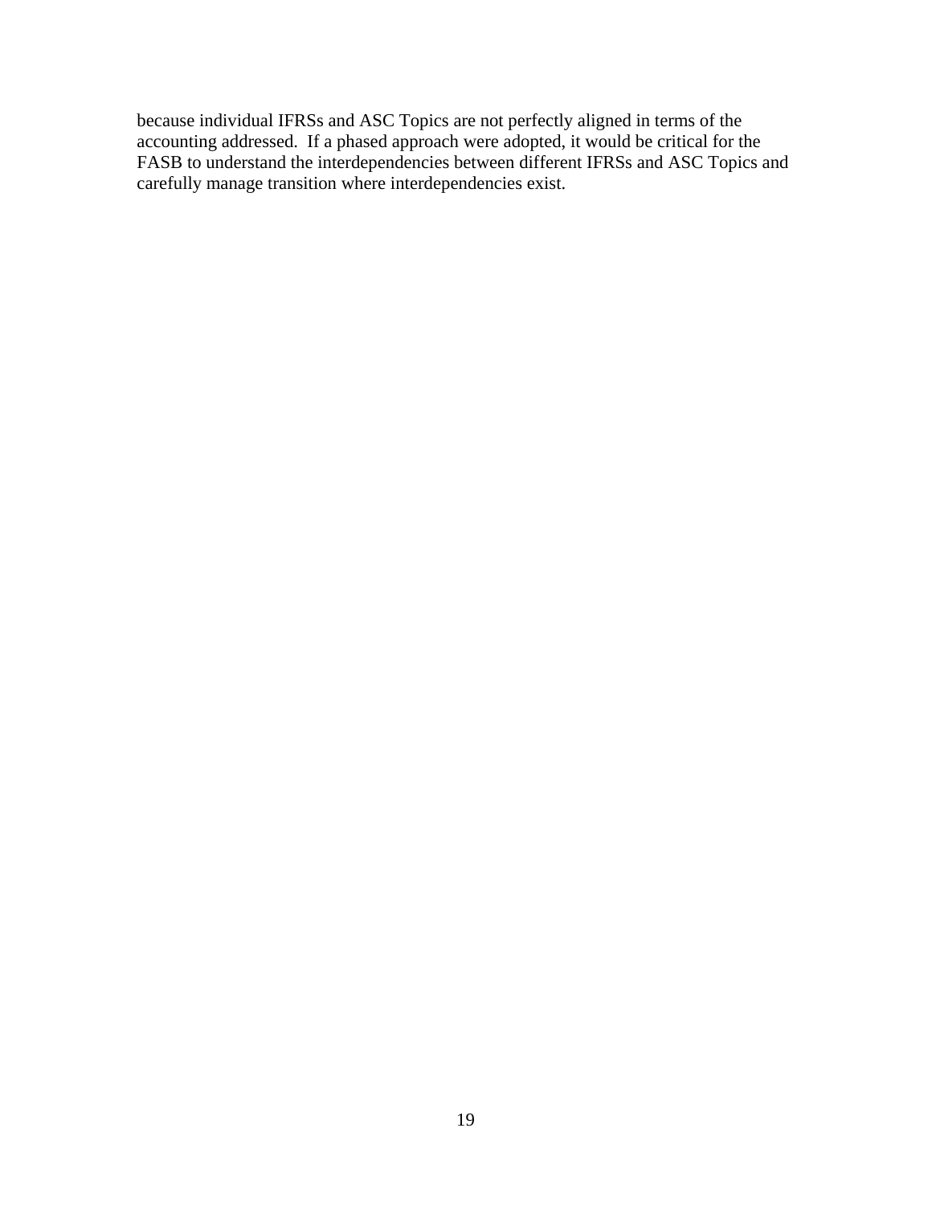because individual IFRSs and ASC Topics are not perfectly aligned in terms of the accounting addressed. If a phased approach were adopted, it would be critical for the FASB to understand the interdependencies between different IFRSs and ASC Topics and carefully manage transition where interdependencies exist.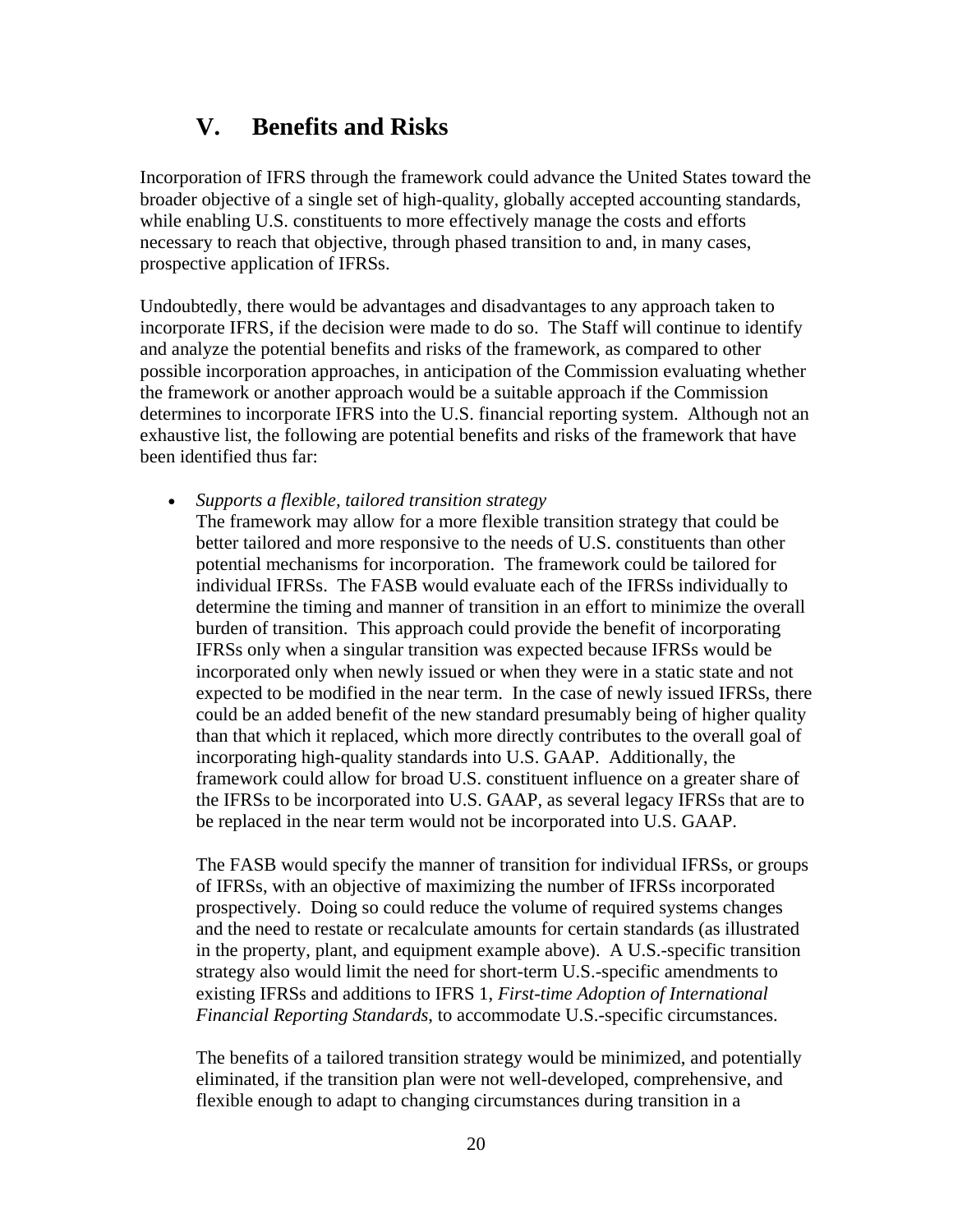## V. Benefits and Risks

Incorporation of IFRS through the framework could advance the United States toward the broader objective of a single set of high-quality, globally accepted accounting standards, while enabling U.S. constituents to more effectively manage the costs and efforts necessary to reach that objective, through phased transition to and, in many cases, prospective application of IFRSs.

Undoubtedly, there would be advantages and disadvantages to any approach taken to incorporate IFRS, if the decision were made to do so. The Staff will continue to identify and analyze the potential benefits and risks of the framework, as compared to other possible incorporation approaches, in anticipation of the Commission evaluating whether the framework or another approach would be a suitable approach if the Commission determines to incorporate IFRS into the U.S. financial reporting system. Although not an exhaustive list, the following are potential benefits and risks of the framework that have been identified thus far:

- *Supports a flexible, tailored transition strategy*
  The framework may allow for a more flexible transition strategy that could be better tailored and more responsive to the needs of U.S. constituents than other potential mechanisms for incorporation. The framework could be tailored for individual IFRSs. The FASB would evaluate each of the IFRSs individually to determine the timing and manner of transition in an effort to minimize the overall burden of transition. This approach could provide the benefit of incorporating IFRSs only when a singular transition was expected because IFRSs would be incorporated only when newly issued or when they were in a static state and not expected to be modified in the near term. In the case of newly issued IFRSs, there could be an added benefit of the new standard presumably being of higher quality than that which it replaced, which more directly contributes to the overall goal of incorporating high-quality standards into U.S. GAAP. Additionally, the framework could allow for broad U.S. constituent influence on a greater share of the IFRSs to be incorporated into U.S. GAAP, as several legacy IFRSs that are to be replaced in the near term would not be incorporated into U.S. GAAP.

  The FASB would specify the manner of transition for individual IFRSs, or groups of IFRSs, with an objective of maximizing the number of IFRSs incorporated prospectively. Doing so could reduce the volume of required systems changes and the need to restate or recalculate amounts for certain standards (as illustrated in the property, plant, and equipment example above). A U.S.-specific transition strategy also would limit the need for short-term U.S.-specific amendments to existing IFRSs and additions to IFRS 1, *First-time Adoption of International Financial Reporting Standards*, to accommodate U.S.-specific circumstances.

  The benefits of a tailored transition strategy would be minimized, and potentially eliminated, if the transition plan were not well-developed, comprehensive, and flexible enough to adapt to changing circumstances during transition in a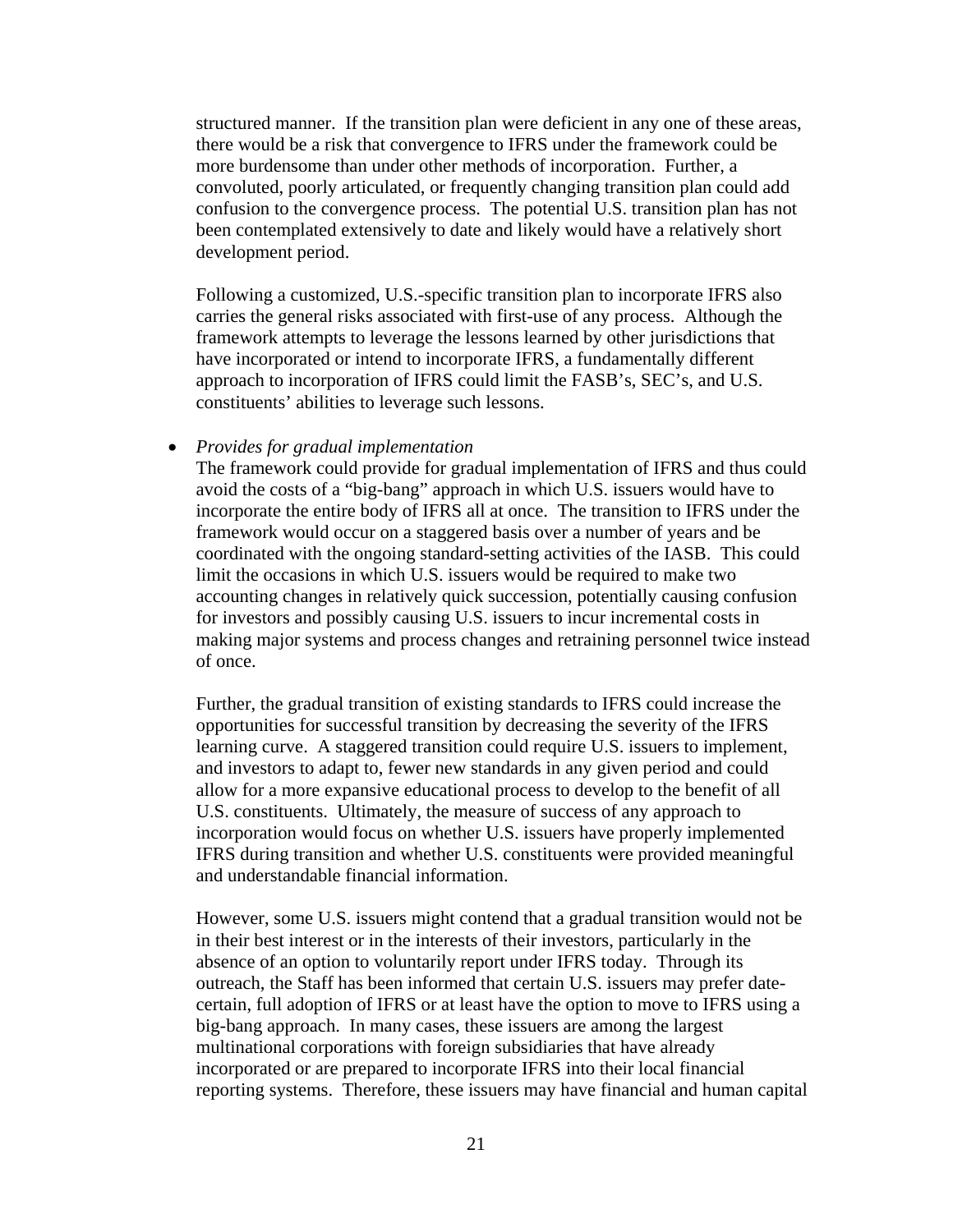structured manner. If the transition plan were deficient in any one of these areas, there would be a risk that convergence to IFRS under the framework could be more burdensome than under other methods of incorporation. Further, a convoluted, poorly articulated, or frequently changing transition plan could add confusion to the convergence process. The potential U.S. transition plan has not been contemplated extensively to date and likely would have a relatively short development period.

Following a customized, U.S.-specific transition plan to incorporate IFRS also carries the general risks associated with first-use of any process. Although the framework attempts to leverage the lessons learned by other jurisdictions that have incorporated or intend to incorporate IFRS, a fundamentally different approach to incorporation of IFRS could limit the FASB's, SEC's, and U.S. constituents' abilities to leverage such lessons.

- *Provides for gradual implementation*
  The framework could provide for gradual implementation of IFRS and thus could avoid the costs of a "big-bang" approach in which U.S. issuers would have to incorporate the entire body of IFRS all at once. The transition to IFRS under the framework would occur on a staggered basis over a number of years and be coordinated with the ongoing standard-setting activities of the IASB. This could limit the occasions in which U.S. issuers would be required to make two accounting changes in relatively quick succession, potentially causing confusion for investors and possibly causing U.S. issuers to incur incremental costs in making major systems and process changes and retraining personnel twice instead of once.

  Further, the gradual transition of existing standards to IFRS could increase the opportunities for successful transition by decreasing the severity of the IFRS learning curve. A staggered transition could require U.S. issuers to implement, and investors to adapt to, fewer new standards in any given period and could allow for a more expansive educational process to develop to the benefit of all U.S. constituents. Ultimately, the measure of success of any approach to incorporation would focus on whether U.S. issuers have properly implemented IFRS during transition and whether U.S. constituents were provided meaningful and understandable financial information.

  However, some U.S. issuers might contend that a gradual transition would not be in their best interest or in the interests of their investors, particularly in the absence of an option to voluntarily report under IFRS today. Through its outreach, the Staff has been informed that certain U.S. issuers may prefer date-certain, full adoption of IFRS or at least have the option to move to IFRS using a big-bang approach. In many cases, these issuers are among the largest multinational corporations with foreign subsidiaries that have already incorporated or are prepared to incorporate IFRS into their local financial reporting systems. Therefore, these issuers may have financial and human capital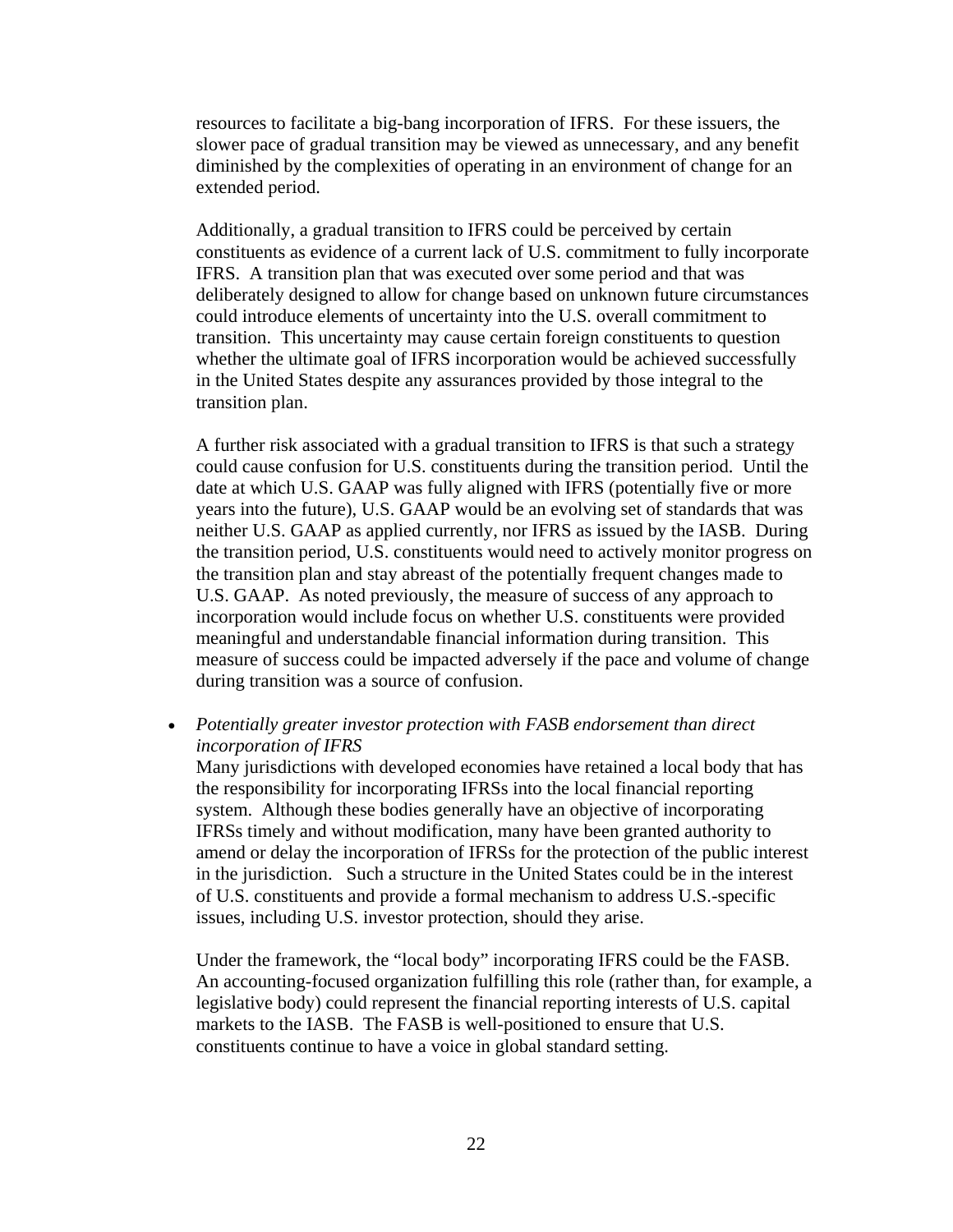resources to facilitate a big-bang incorporation of IFRS. For these issuers, the slower pace of gradual transition may be viewed as unnecessary, and any benefit diminished by the complexities of operating in an environment of change for an extended period.

Additionally, a gradual transition to IFRS could be perceived by certain constituents as evidence of a current lack of U.S. commitment to fully incorporate IFRS. A transition plan that was executed over some period and that was deliberately designed to allow for change based on unknown future circumstances could introduce elements of uncertainty into the U.S. overall commitment to transition. This uncertainty may cause certain foreign constituents to question whether the ultimate goal of IFRS incorporation would be achieved successfully in the United States despite any assurances provided by those integral to the transition plan.

A further risk associated with a gradual transition to IFRS is that such a strategy could cause confusion for U.S. constituents during the transition period. Until the date at which U.S. GAAP was fully aligned with IFRS (potentially five or more years into the future), U.S. GAAP would be an evolving set of standards that was neither U.S. GAAP as applied currently, nor IFRS as issued by the IASB. During the transition period, U.S. constituents would need to actively monitor progress on the transition plan and stay abreast of the potentially frequent changes made to U.S. GAAP. As noted previously, the measure of success of any approach to incorporation would include focus on whether U.S. constituents were provided meaningful and understandable financial information during transition. This measure of success could be impacted adversely if the pace and volume of change during transition was a source of confusion.

- *Potentially greater investor protection with FASB endorsement than direct incorporation of IFRS*
  Many jurisdictions with developed economies have retained a local body that has the responsibility for incorporating IFRSs into the local financial reporting system. Although these bodies generally have an objective of incorporating IFRSs timely and without modification, many have been granted authority to amend or delay the incorporation of IFRSs for the protection of the public interest in the jurisdiction. Such a structure in the United States could be in the interest of U.S. constituents and provide a formal mechanism to address U.S.-specific issues, including U.S. investor protection, should they arise.

  Under the framework, the "local body" incorporating IFRS could be the FASB. An accounting-focused organization fulfilling this role (rather than, for example, a legislative body) could represent the financial reporting interests of U.S. capital markets to the IASB. The FASB is well-positioned to ensure that U.S. constituents continue to have a voice in global standard setting.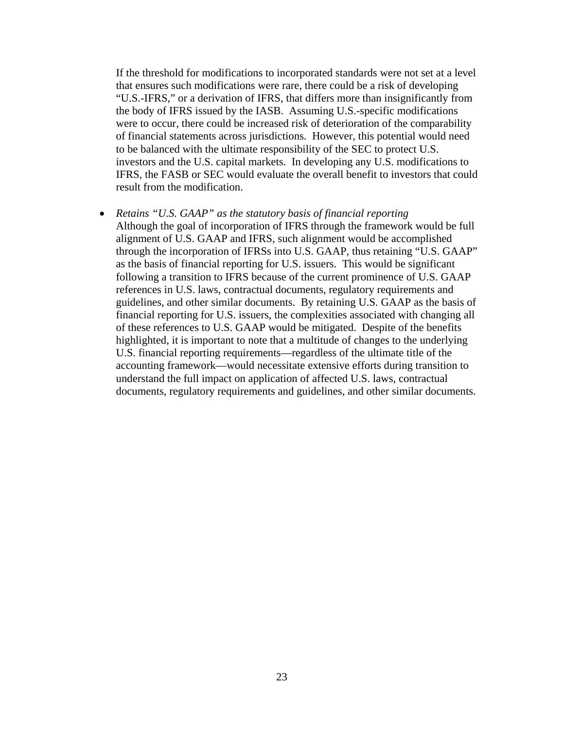If the threshold for modifications to incorporated standards were not set at a level that ensures such modifications were rare, there could be a risk of developing “U.S.-IFRS,” or a derivation of IFRS, that differs more than insignificantly from the body of IFRS issued by the IASB. Assuming U.S.-specific modifications were to occur, there could be increased risk of deterioration of the comparability of financial statements across jurisdictions. However, this potential would need to be balanced with the ultimate responsibility of the SEC to protect U.S. investors and the U.S. capital markets. In developing any U.S. modifications to IFRS, the FASB or SEC would evaluate the overall benefit to investors that could result from the modification.

- *Retains “U.S. GAAP” as the statutory basis of financial reporting*
  Although the goal of incorporation of IFRS through the framework would be full alignment of U.S. GAAP and IFRS, such alignment would be accomplished through the incorporation of IFRSs into U.S. GAAP, thus retaining “U.S. GAAP” as the basis of financial reporting for U.S. issuers. This would be significant following a transition to IFRS because of the current prominence of U.S. GAAP references in U.S. laws, contractual documents, regulatory requirements and guidelines, and other similar documents. By retaining U.S. GAAP as the basis of financial reporting for U.S. issuers, the complexities associated with changing all of these references to U.S. GAAP would be mitigated. Despite of the benefits highlighted, it is important to note that a multitude of changes to the underlying U.S. financial reporting requirements—regardless of the ultimate title of the accounting framework—would necessitate extensive efforts during transition to understand the full impact on application of affected U.S. laws, contractual documents, regulatory requirements and guidelines, and other similar documents.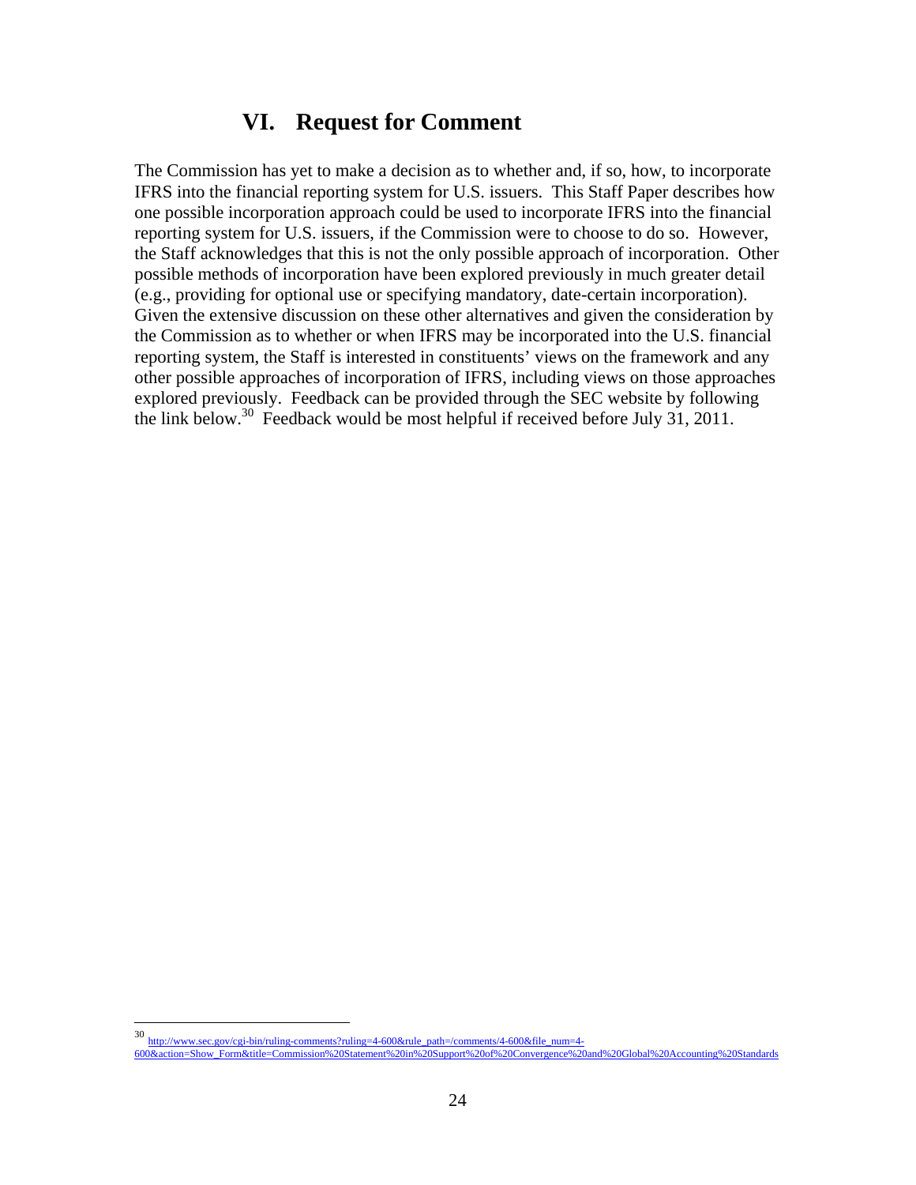## VI. Request for Comment

The Commission has yet to make a decision as to whether and, if so, how, to incorporate IFRS into the financial reporting system for U.S. issuers. This Staff Paper describes how one possible incorporation approach could be used to incorporate IFRS into the financial reporting system for U.S. issuers, if the Commission were to choose to do so. However, the Staff acknowledges that this is not the only possible approach of incorporation. Other possible methods of incorporation have been explored previously in much greater detail (e.g., providing for optional use or specifying mandatory, date-certain incorporation). Given the extensive discussion on these other alternatives and given the consideration by the Commission as to whether or when IFRS may be incorporated into the U.S. financial reporting system, the Staff is interested in constituents' views on the framework and any other possible approaches of incorporation of IFRS, including views on those approaches explored previously. Feedback can be provided through the SEC website by following the link below.[30] Feedback would be most helpful if received before July 31, 2011.

---

[30] http://www.sec.gov/cgi-bin/ruling-comments?ruling=4-600&rule_path=/comments/4-600&file_num=4-600&action=Show_Form&title=Commission%20Statement%20in%20Support%20of%20Convergence%20and%20Global%20Accounting%20Standards